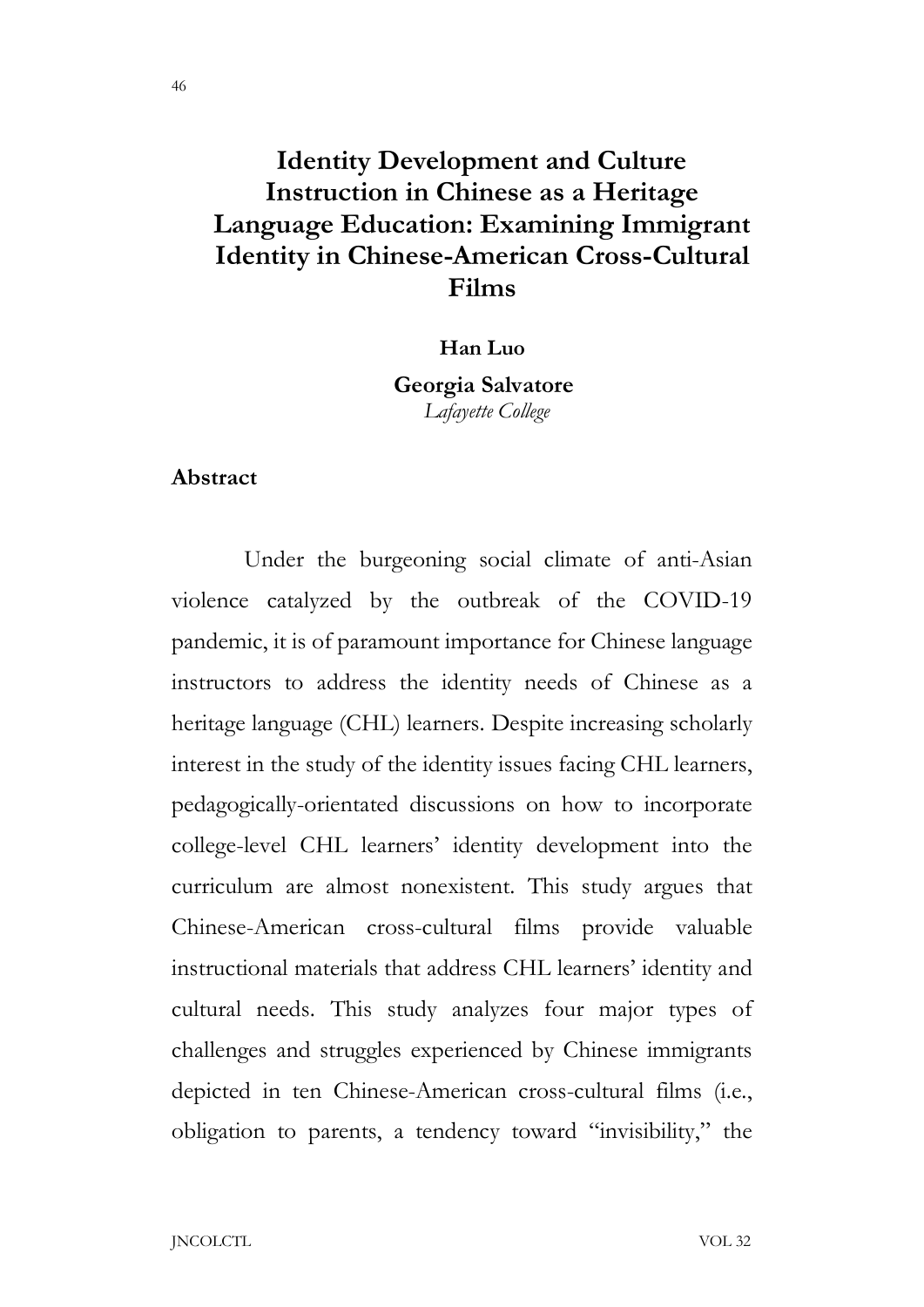# Identity Development and Culture Instruction in Chinese as a Heritage Language Education: Examining Immigrant Identity in Chinese-American Cross-Cultural Films

**Han Luo**

**Georgia Salvatore**
*Lafayette College*

## Abstract

Under the burgeoning social climate of anti-Asian violence catalyzed by the outbreak of the COVID-19 pandemic, it is of paramount importance for Chinese language instructors to address the identity needs of Chinese as a heritage language (CHL) learners. Despite increasing scholarly interest in the study of the identity issues facing CHL learners, pedagogically-orientated discussions on how to incorporate college-level CHL learners' identity development into the curriculum are almost nonexistent. This study argues that Chinese-American cross-cultural films provide valuable instructional materials that address CHL learners' identity and cultural needs. This study analyzes four major types of challenges and struggles experienced by Chinese immigrants depicted in ten Chinese-American cross-cultural films (i.e., obligation to parents, a tendency toward "invisibility," the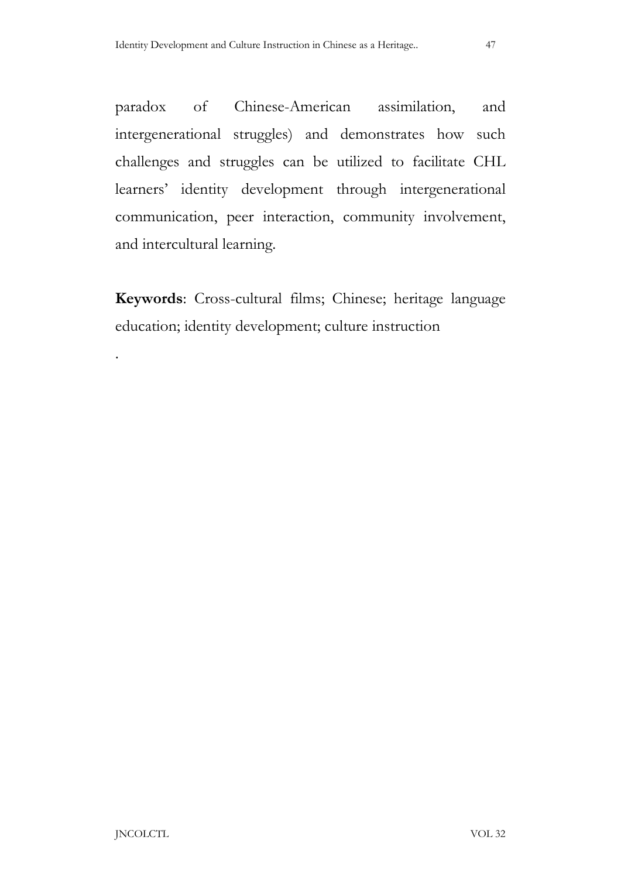paradox of Chinese-American assimilation, and intergenerational struggles) and demonstrates how such challenges and struggles can be utilized to facilitate CHL learners' identity development through intergenerational communication, peer interaction, community involvement, and intercultural learning.

**Keywords**: Cross-cultural films; Chinese; heritage language education; identity development; culture instruction

.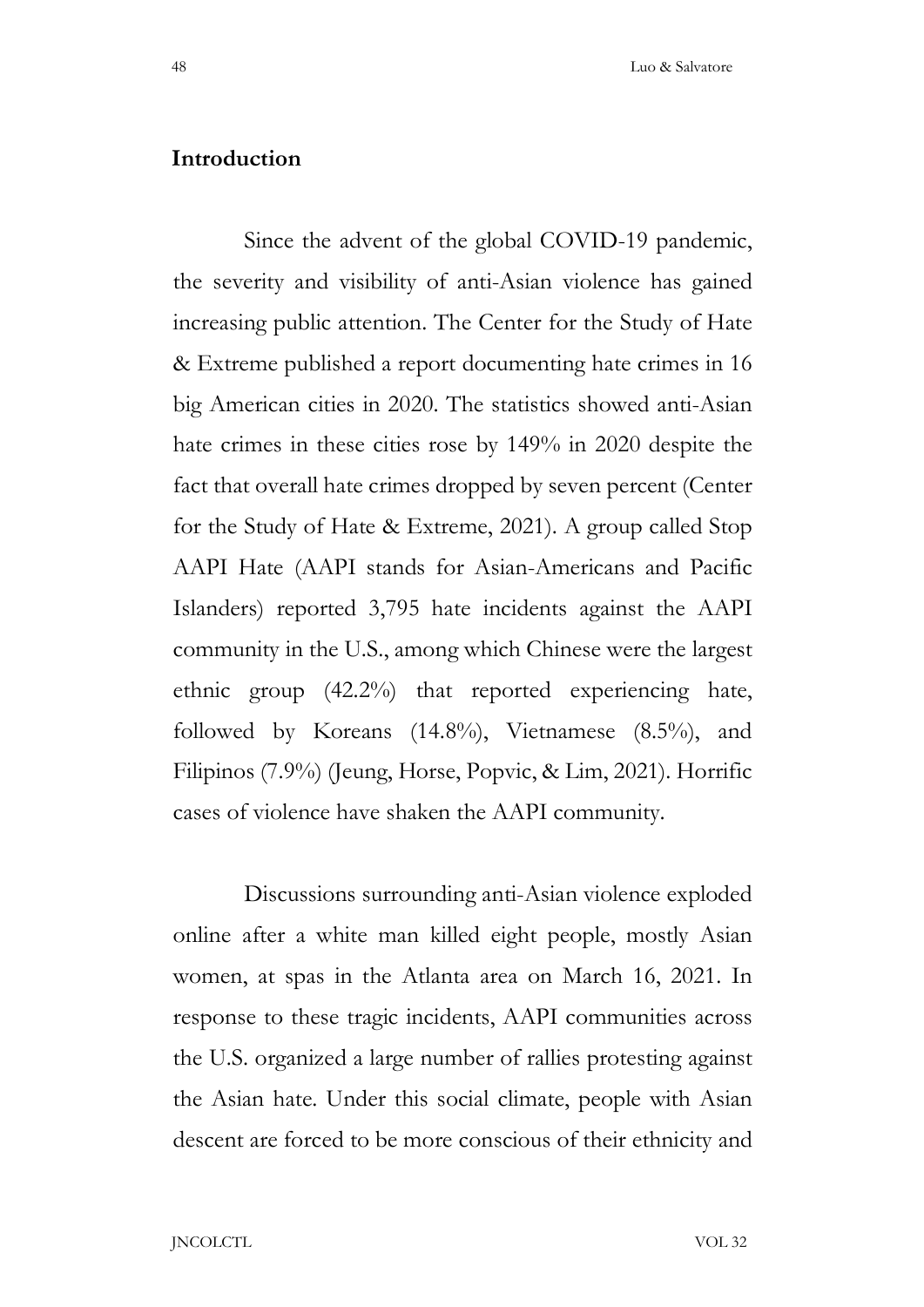## Introduction

Since the advent of the global COVID-19 pandemic, the severity and visibility of anti-Asian violence has gained increasing public attention. The Center for the Study of Hate & Extreme published a report documenting hate crimes in 16 big American cities in 2020. The statistics showed anti-Asian hate crimes in these cities rose by 149% in 2020 despite the fact that overall hate crimes dropped by seven percent (Center for the Study of Hate & Extreme, 2021). A group called Stop AAPI Hate (AAPI stands for Asian-Americans and Pacific Islanders) reported 3,795 hate incidents against the AAPI community in the U.S., among which Chinese were the largest ethnic group (42.2%) that reported experiencing hate, followed by Koreans (14.8%), Vietnamese (8.5%), and Filipinos (7.9%) (Jeung, Horse, Popvic, & Lim, 2021). Horrific cases of violence have shaken the AAPI community.

Discussions surrounding anti-Asian violence exploded online after a white man killed eight people, mostly Asian women, at spas in the Atlanta area on March 16, 2021. In response to these tragic incidents, AAPI communities across the U.S. organized a large number of rallies protesting against the Asian hate. Under this social climate, people with Asian descent are forced to be more conscious of their ethnicity and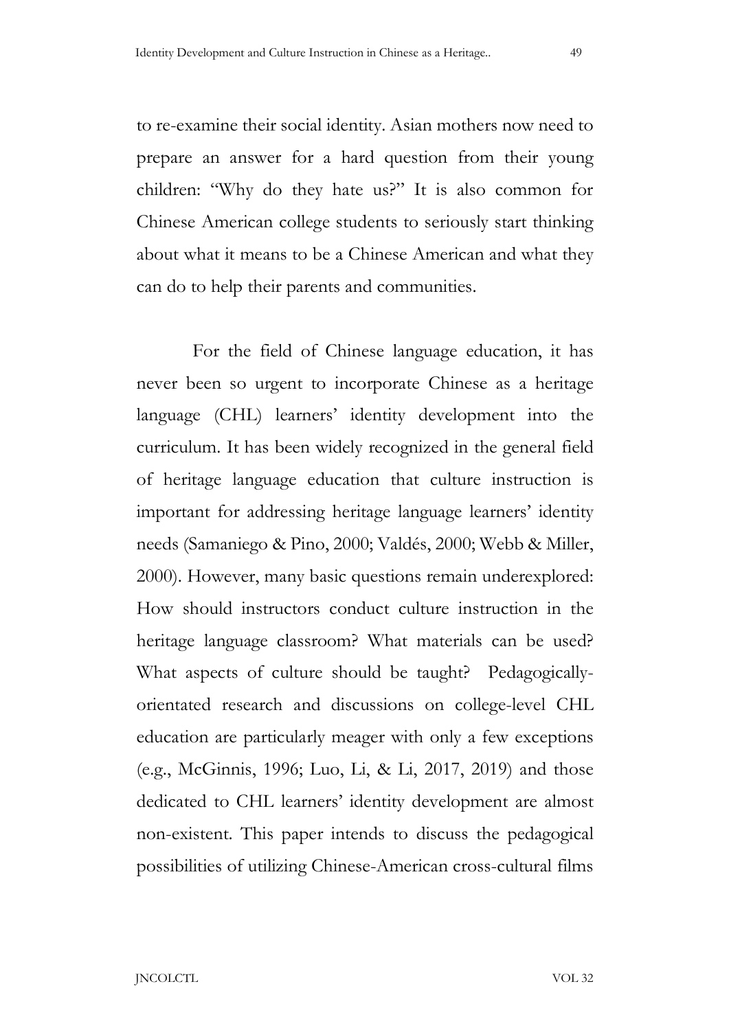to re-examine their social identity. Asian mothers now need to prepare an answer for a hard question from their young children: "Why do they hate us?" It is also common for Chinese American college students to seriously start thinking about what it means to be a Chinese American and what they can do to help their parents and communities.

For the field of Chinese language education, it has never been so urgent to incorporate Chinese as a heritage language (CHL) learners' identity development into the curriculum. It has been widely recognized in the general field of heritage language education that culture instruction is important for addressing heritage language learners' identity needs (Samaniego & Pino, 2000; Valdés, 2000; Webb & Miller, 2000). However, many basic questions remain underexplored: How should instructors conduct culture instruction in the heritage language classroom? What materials can be used? What aspects of culture should be taught? Pedagogically-orientated research and discussions on college-level CHL education are particularly meager with only a few exceptions (e.g., McGinnis, 1996; Luo, Li, & Li, 2017, 2019) and those dedicated to CHL learners' identity development are almost non-existent. This paper intends to discuss the pedagogical possibilities of utilizing Chinese-American cross-cultural films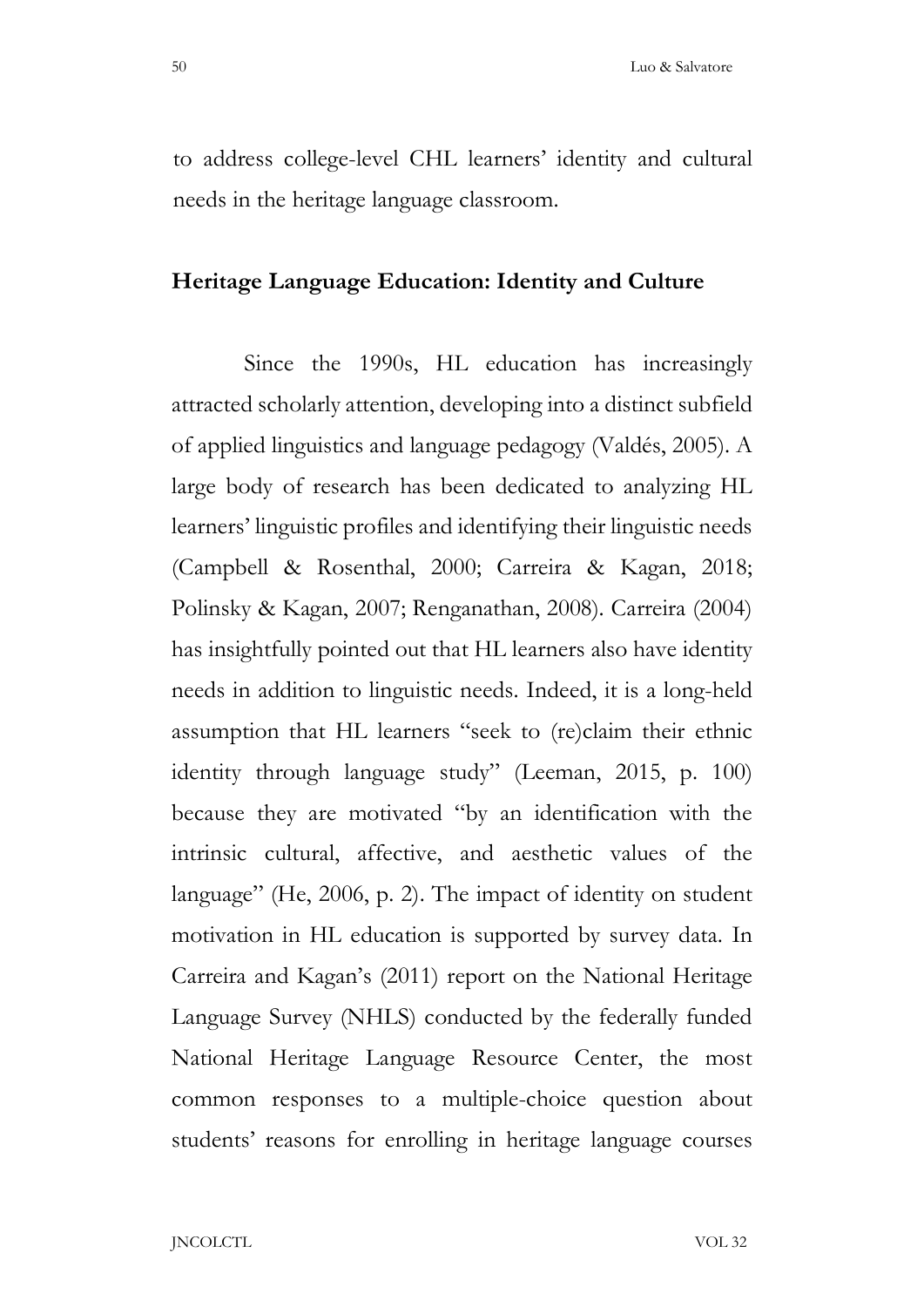to address college-level CHL learners' identity and cultural needs in the heritage language classroom.

## Heritage Language Education: Identity and Culture

Since the 1990s, HL education has increasingly attracted scholarly attention, developing into a distinct subfield of applied linguistics and language pedagogy (Valdés, 2005). A large body of research has been dedicated to analyzing HL learners' linguistic profiles and identifying their linguistic needs (Campbell & Rosenthal, 2000; Carreira & Kagan, 2018; Polinsky & Kagan, 2007; Renganathan, 2008). Carreira (2004) has insightfully pointed out that HL learners also have identity needs in addition to linguistic needs. Indeed, it is a long-held assumption that HL learners "seek to (re)claim their ethnic identity through language study" (Leeman, 2015, p. 100) because they are motivated "by an identification with the intrinsic cultural, affective, and aesthetic values of the language" (He, 2006, p. 2). The impact of identity on student motivation in HL education is supported by survey data. In Carreira and Kagan's (2011) report on the National Heritage Language Survey (NHLS) conducted by the federally funded National Heritage Language Resource Center, the most common responses to a multiple-choice question about students' reasons for enrolling in heritage language courses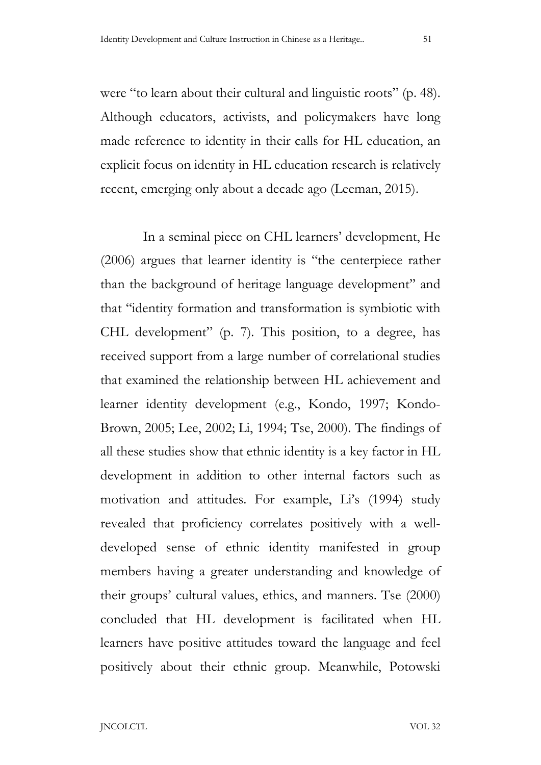were "to learn about their cultural and linguistic roots" (p. 48). Although educators, activists, and policymakers have long made reference to identity in their calls for HL education, an explicit focus on identity in HL education research is relatively recent, emerging only about a decade ago (Leeman, 2015).

In a seminal piece on CHL learners' development, He (2006) argues that learner identity is "the centerpiece rather than the background of heritage language development" and that "identity formation and transformation is symbiotic with CHL development" (p. 7). This position, to a degree, has received support from a large number of correlational studies that examined the relationship between HL achievement and learner identity development (e.g., Kondo, 1997; Kondo-Brown, 2005; Lee, 2002; Li, 1994; Tse, 2000). The findings of all these studies show that ethnic identity is a key factor in HL development in addition to other internal factors such as motivation and attitudes. For example, Li's (1994) study revealed that proficiency correlates positively with a well-developed sense of ethnic identity manifested in group members having a greater understanding and knowledge of their groups' cultural values, ethics, and manners. Tse (2000) concluded that HL development is facilitated when HL learners have positive attitudes toward the language and feel positively about their ethnic group. Meanwhile, Potowski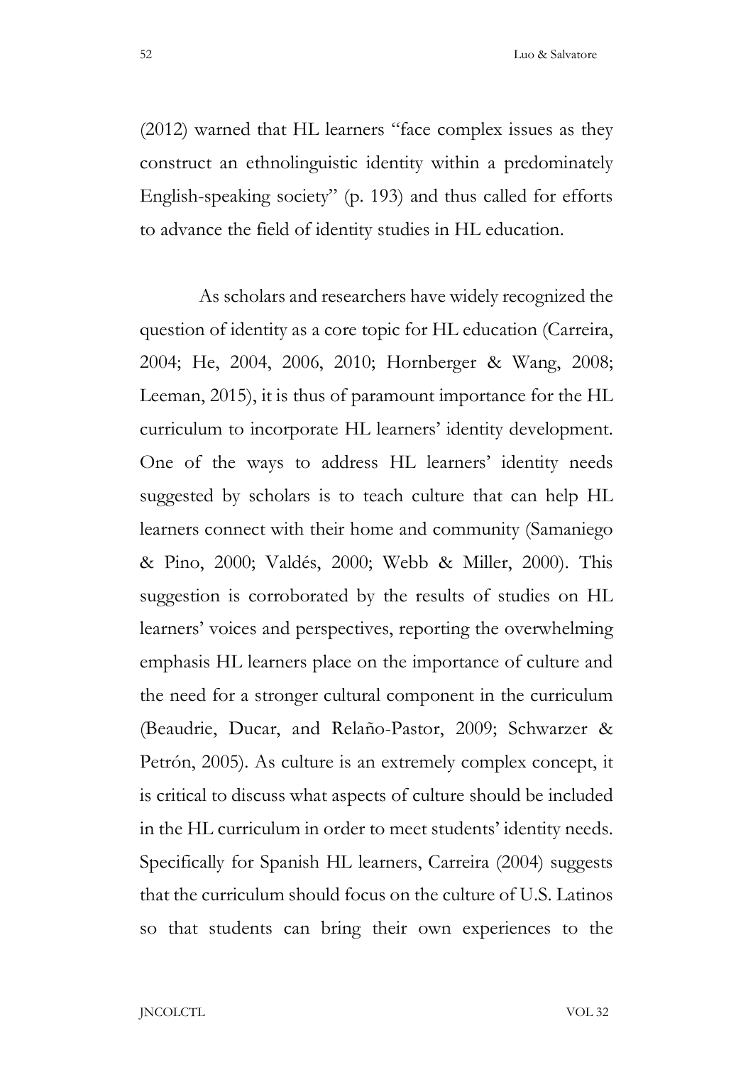(2012) warned that HL learners "face complex issues as they construct an ethnolinguistic identity within a predominately English-speaking society" (p. 193) and thus called for efforts to advance the field of identity studies in HL education.

As scholars and researchers have widely recognized the question of identity as a core topic for HL education (Carreira, 2004; He, 2004, 2006, 2010; Hornberger & Wang, 2008; Leeman, 2015), it is thus of paramount importance for the HL curriculum to incorporate HL learners' identity development. One of the ways to address HL learners' identity needs suggested by scholars is to teach culture that can help HL learners connect with their home and community (Samaniego & Pino, 2000; Valdés, 2000; Webb & Miller, 2000). This suggestion is corroborated by the results of studies on HL learners' voices and perspectives, reporting the overwhelming emphasis HL learners place on the importance of culture and the need for a stronger cultural component in the curriculum (Beaudrie, Ducar, and Relaño-Pastor, 2009; Schwarzer & Petrón, 2005). As culture is an extremely complex concept, it is critical to discuss what aspects of culture should be included in the HL curriculum in order to meet students' identity needs. Specifically for Spanish HL learners, Carreira (2004) suggests that the curriculum should focus on the culture of U.S. Latinos so that students can bring their own experiences to the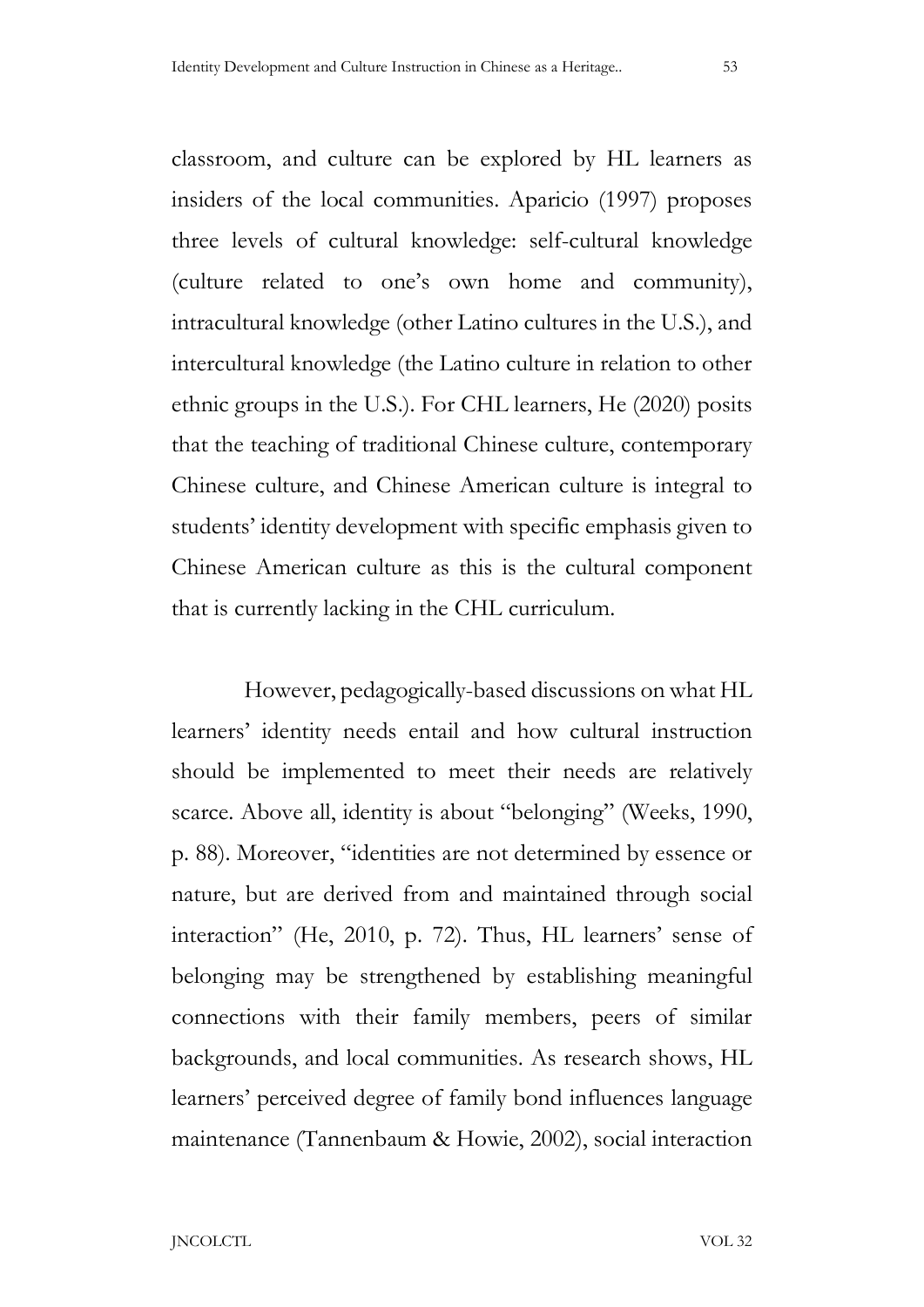classroom, and culture can be explored by HL learners as insiders of the local communities. Aparicio (1997) proposes three levels of cultural knowledge: self-cultural knowledge (culture related to one's own home and community), intracultural knowledge (other Latino cultures in the U.S.), and intercultural knowledge (the Latino culture in relation to other ethnic groups in the U.S.). For CHL learners, He (2020) posits that the teaching of traditional Chinese culture, contemporary Chinese culture, and Chinese American culture is integral to students' identity development with specific emphasis given to Chinese American culture as this is the cultural component that is currently lacking in the CHL curriculum.

However, pedagogically-based discussions on what HL learners' identity needs entail and how cultural instruction should be implemented to meet their needs are relatively scarce. Above all, identity is about "belonging" (Weeks, 1990, p. 88). Moreover, "identities are not determined by essence or nature, but are derived from and maintained through social interaction" (He, 2010, p. 72). Thus, HL learners' sense of belonging may be strengthened by establishing meaningful connections with their family members, peers of similar backgrounds, and local communities. As research shows, HL learners' perceived degree of family bond influences language maintenance (Tannenbaum & Howie, 2002), social interaction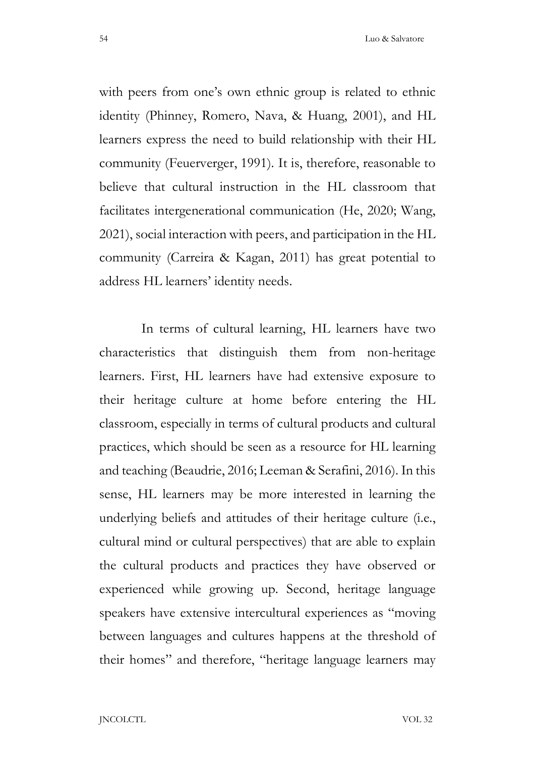with peers from one's own ethnic group is related to ethnic identity (Phinney, Romero, Nava, & Huang, 2001), and HL learners express the need to build relationship with their HL community (Feuerverger, 1991). It is, therefore, reasonable to believe that cultural instruction in the HL classroom that facilitates intergenerational communication (He, 2020; Wang, 2021), social interaction with peers, and participation in the HL community (Carreira & Kagan, 2011) has great potential to address HL learners' identity needs.

In terms of cultural learning, HL learners have two characteristics that distinguish them from non-heritage learners. First, HL learners have had extensive exposure to their heritage culture at home before entering the HL classroom, especially in terms of cultural products and cultural practices, which should be seen as a resource for HL learning and teaching (Beaudrie, 2016; Leeman & Serafini, 2016). In this sense, HL learners may be more interested in learning the underlying beliefs and attitudes of their heritage culture (i.e., cultural mind or cultural perspectives) that are able to explain the cultural products and practices they have observed or experienced while growing up. Second, heritage language speakers have extensive intercultural experiences as "moving between languages and cultures happens at the threshold of their homes" and therefore, "heritage language learners may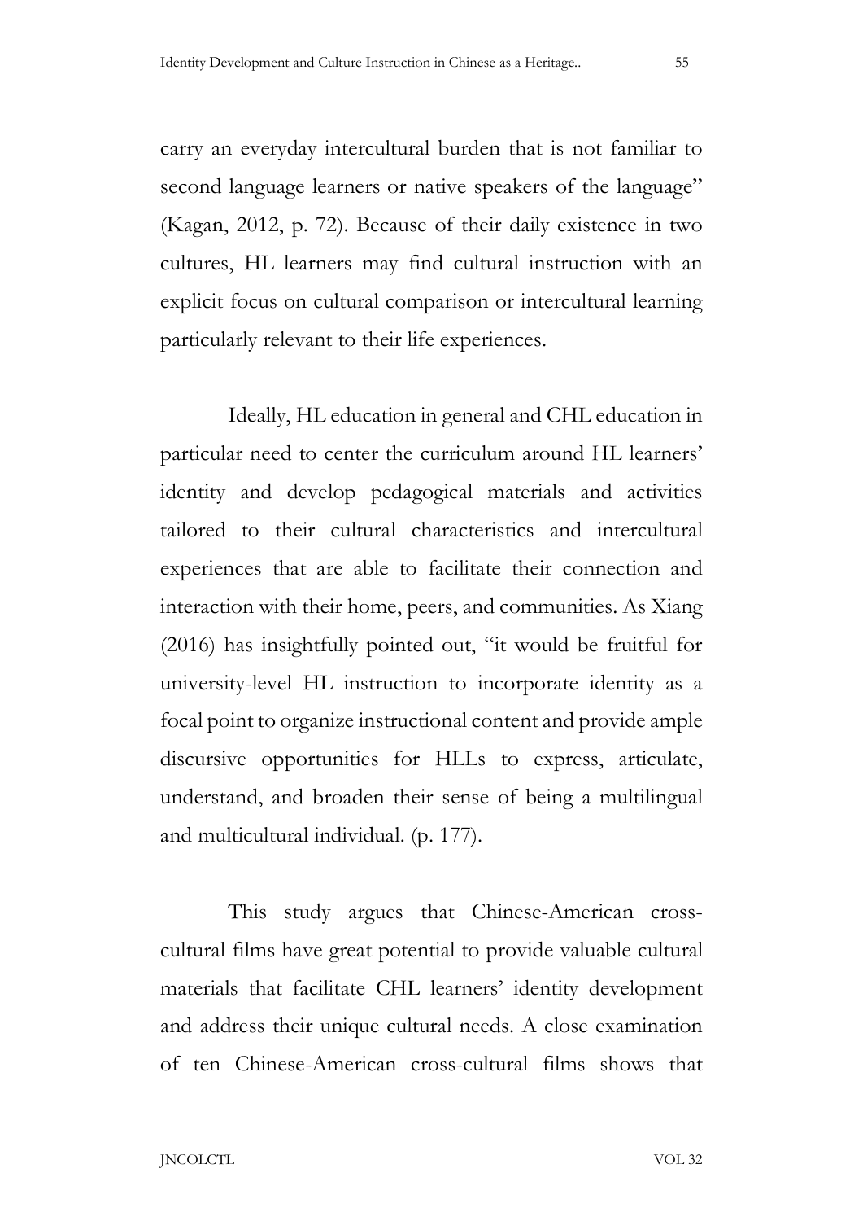carry an everyday intercultural burden that is not familiar to second language learners or native speakers of the language" (Kagan, 2012, p. 72). Because of their daily existence in two cultures, HL learners may find cultural instruction with an explicit focus on cultural comparison or intercultural learning particularly relevant to their life experiences.

Ideally, HL education in general and CHL education in particular need to center the curriculum around HL learners' identity and develop pedagogical materials and activities tailored to their cultural characteristics and intercultural experiences that are able to facilitate their connection and interaction with their home, peers, and communities. As Xiang (2016) has insightfully pointed out, "it would be fruitful for university-level HL instruction to incorporate identity as a focal point to organize instructional content and provide ample discursive opportunities for HLLs to express, articulate, understand, and broaden their sense of being a multilingual and multicultural individual. (p. 177).

This study argues that Chinese-American cross-cultural films have great potential to provide valuable cultural materials that facilitate CHL learners' identity development and address their unique cultural needs. A close examination of ten Chinese-American cross-cultural films shows that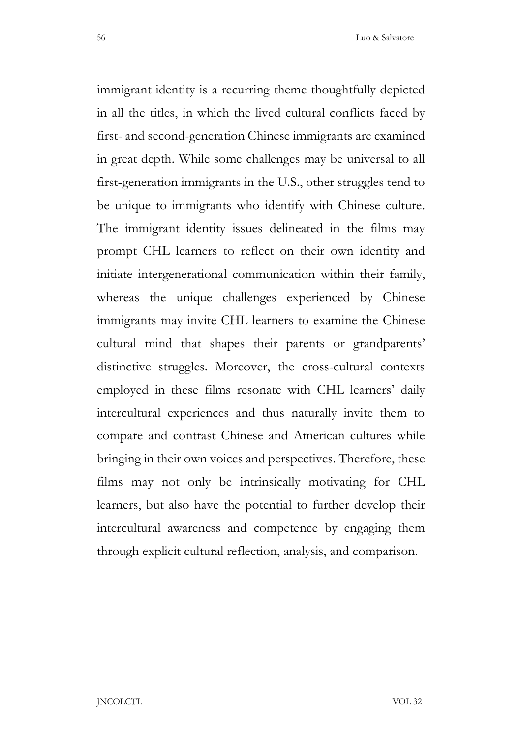immigrant identity is a recurring theme thoughtfully depicted in all the titles, in which the lived cultural conflicts faced by first- and second-generation Chinese immigrants are examined in great depth. While some challenges may be universal to all first-generation immigrants in the U.S., other struggles tend to be unique to immigrants who identify with Chinese culture. The immigrant identity issues delineated in the films may prompt CHL learners to reflect on their own identity and initiate intergenerational communication within their family, whereas the unique challenges experienced by Chinese immigrants may invite CHL learners to examine the Chinese cultural mind that shapes their parents or grandparents' distinctive struggles. Moreover, the cross-cultural contexts employed in these films resonate with CHL learners' daily intercultural experiences and thus naturally invite them to compare and contrast Chinese and American cultures while bringing in their own voices and perspectives. Therefore, these films may not only be intrinsically motivating for CHL learners, but also have the potential to further develop their intercultural awareness and competence by engaging them through explicit cultural reflection, analysis, and comparison.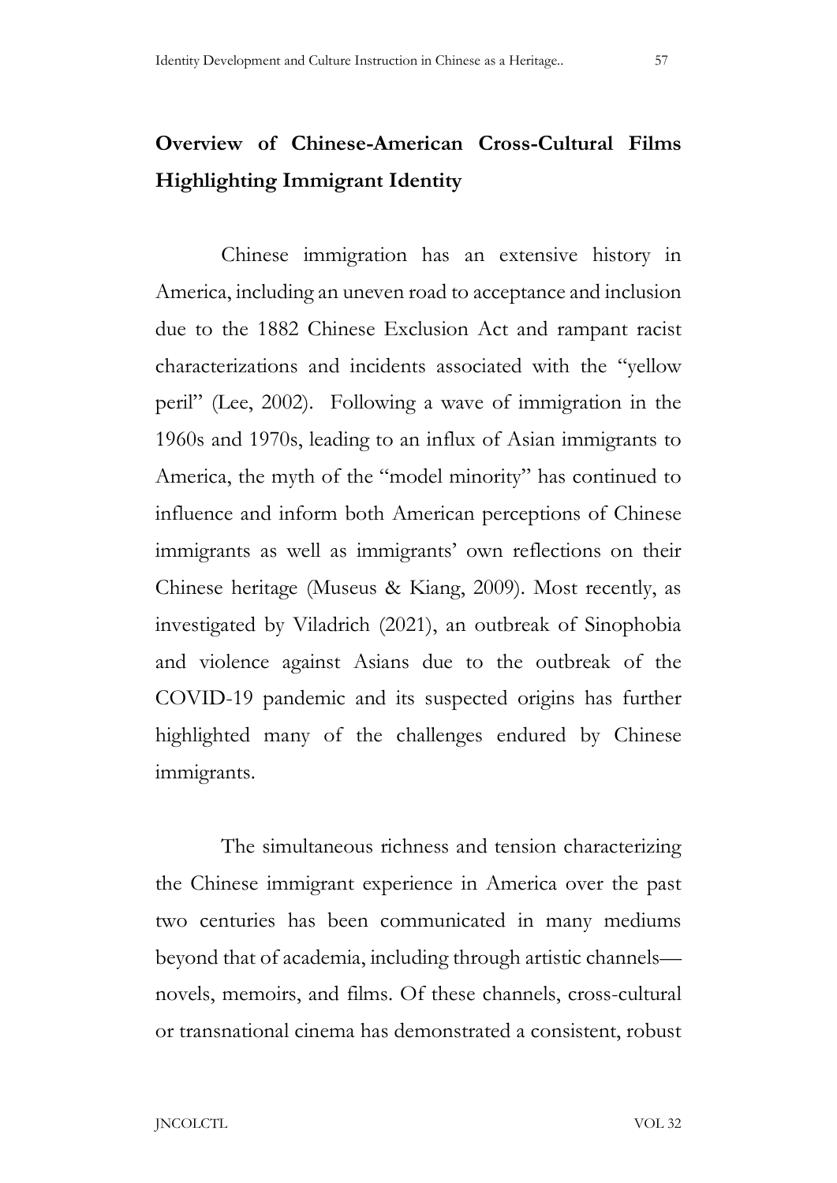## Overview of Chinese-American Cross-Cultural Films Highlighting Immigrant Identity

Chinese immigration has an extensive history in America, including an uneven road to acceptance and inclusion due to the 1882 Chinese Exclusion Act and rampant racist characterizations and incidents associated with the "yellow peril" (Lee, 2002). Following a wave of immigration in the 1960s and 1970s, leading to an influx of Asian immigrants to America, the myth of the "model minority" has continued to influence and inform both American perceptions of Chinese immigrants as well as immigrants' own reflections on their Chinese heritage (Museus & Kiang, 2009). Most recently, as investigated by Viladrich (2021), an outbreak of Sinophobia and violence against Asians due to the outbreak of the COVID-19 pandemic and its suspected origins has further highlighted many of the challenges endured by Chinese immigrants.

The simultaneous richness and tension characterizing the Chinese immigrant experience in America over the past two centuries has been communicated in many mediums beyond that of academia, including through artistic channels—novels, memoirs, and films. Of these channels, cross-cultural or transnational cinema has demonstrated a consistent, robust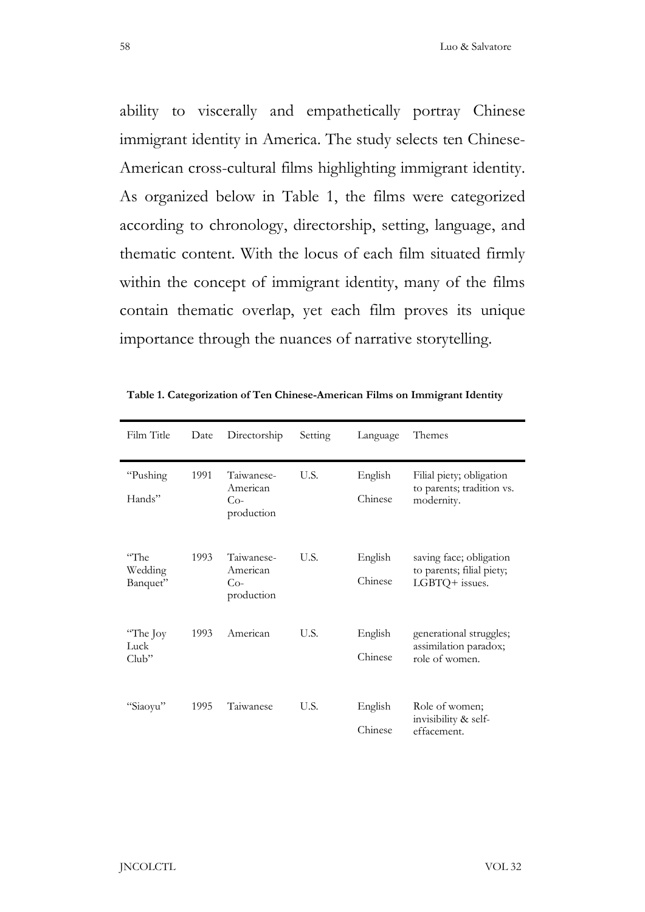ability to viscerally and empathetically portray Chinese immigrant identity in America. The study selects ten Chinese-American cross-cultural films highlighting immigrant identity. As organized below in Table 1, the films were categorized according to chronology, directorship, setting, language, and thematic content. With the locus of each film situated firmly within the concept of immigrant identity, many of the films contain thematic overlap, yet each film proves its unique importance through the nuances of narrative storytelling.

**Table 1. Categorization of Ten Chinese-American Films on Immigrant Identity**

| Film Title | Date | Directorship | Setting | Language | Themes |
|---|---|---|---|---|---|
| "Pushing Hands" | 1991 | Taiwanese-American Co-production | U.S. | English Chinese | Filial piety; obligation to parents; tradition vs. modernity. |
| "The Wedding Banquet" | 1993 | Taiwanese-American Co-production | U.S. | English Chinese | saving face; obligation to parents; filial piety; LGBTQ+ issues. |
| "The Joy Luck Club" | 1993 | American | U.S. | English Chinese | generational struggles; assimilation paradox; role of women. |
| "Siaoyu" | 1995 | Taiwanese | U.S. | English Chinese | Role of women; invisibility & self-effacement. |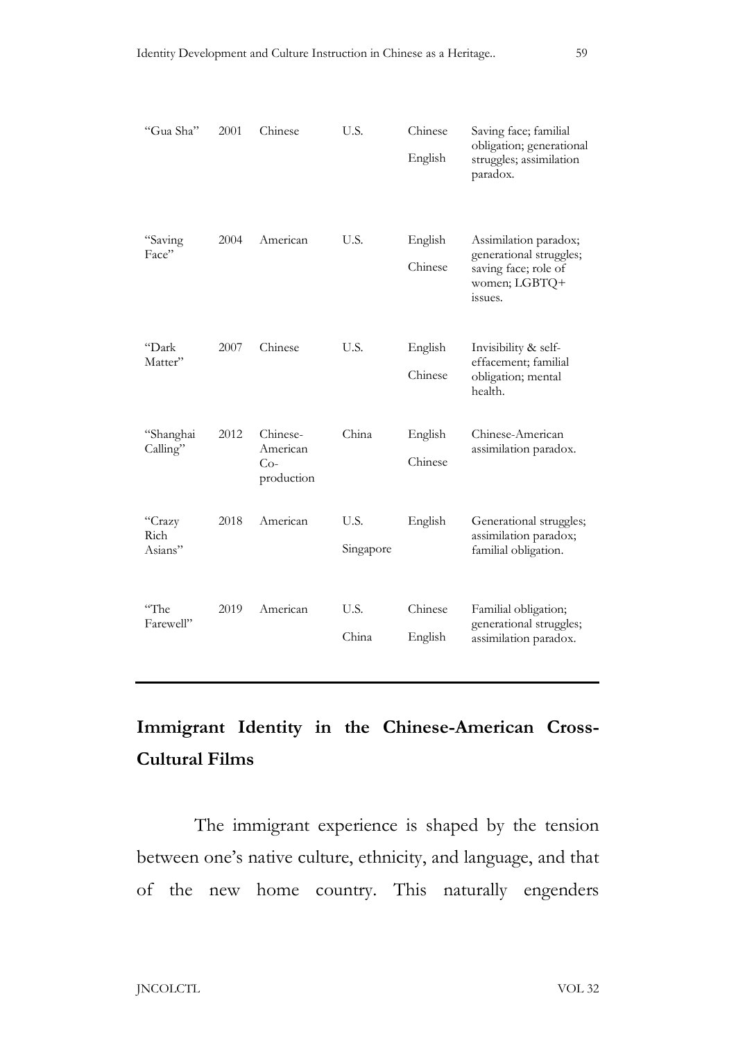| | | | | | |
|---|---|---|---|---|---|
| "Gua Sha" | 2001 | Chinese | U.S. | Chinese English | Saving face; familial obligation; generational struggles; assimilation paradox. |
| "Saving Face" | 2004 | American | U.S. | English Chinese | Assimilation paradox; generational struggles; saving face; role of women; LGBTQ+ issues. |
| "Dark Matter" | 2007 | Chinese | U.S. | English Chinese | Invisibility & self-effacement; familial obligation; mental health. |
| "Shanghai Calling" | 2012 | Chinese-American Co-production | China | English Chinese | Chinese-American assimilation paradox. |
| "Crazy Rich Asians" | 2018 | American | U.S. Singapore | English | Generational struggles; assimilation paradox; familial obligation. |
| "The Farewell" | 2019 | American | U.S. China | Chinese English | Familial obligation; generational struggles; assimilation paradox. |

## Immigrant Identity in the Chinese-American Cross-Cultural Films

The immigrant experience is shaped by the tension between one's native culture, ethnicity, and language, and that of the new home country. This naturally engenders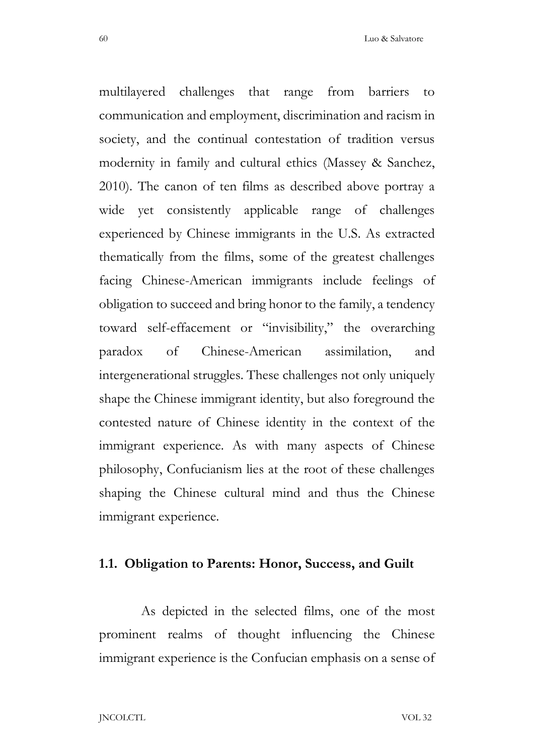multilayered challenges that range from barriers to communication and employment, discrimination and racism in society, and the continual contestation of tradition versus modernity in family and cultural ethics (Massey & Sanchez, 2010). The canon of ten films as described above portray a wide yet consistently applicable range of challenges experienced by Chinese immigrants in the U.S. As extracted thematically from the films, some of the greatest challenges facing Chinese-American immigrants include feelings of obligation to succeed and bring honor to the family, a tendency toward self-effacement or "invisibility," the overarching paradox of Chinese-American assimilation, and intergenerational struggles. These challenges not only uniquely shape the Chinese immigrant identity, but also foreground the contested nature of Chinese identity in the context of the immigrant experience. As with many aspects of Chinese philosophy, Confucianism lies at the root of these challenges shaping the Chinese cultural mind and thus the Chinese immigrant experience.

### 1.1. Obligation to Parents: Honor, Success, and Guilt

As depicted in the selected films, one of the most prominent realms of thought influencing the Chinese immigrant experience is the Confucian emphasis on a sense of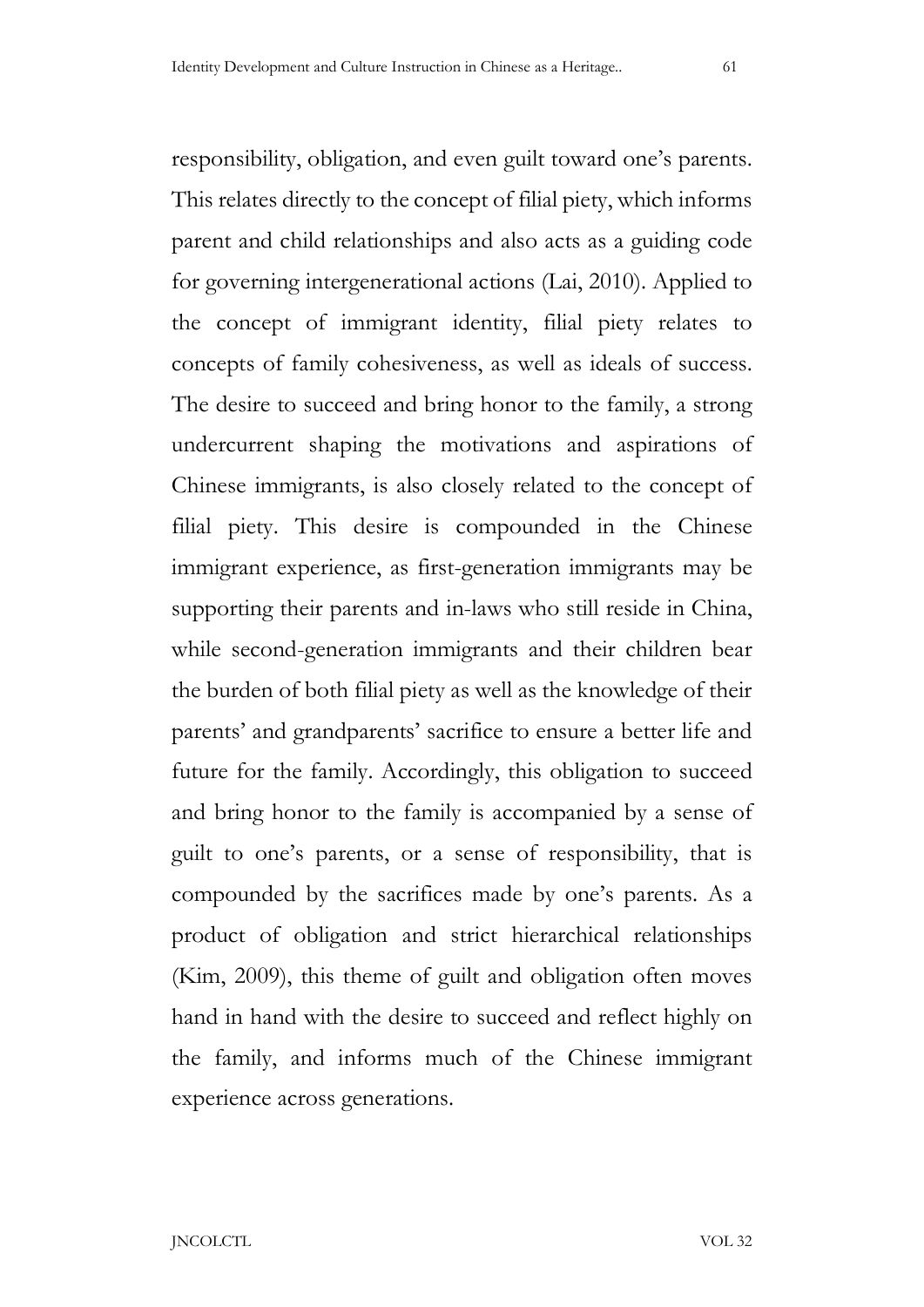responsibility, obligation, and even guilt toward one's parents. This relates directly to the concept of filial piety, which informs parent and child relationships and also acts as a guiding code for governing intergenerational actions (Lai, 2010). Applied to the concept of immigrant identity, filial piety relates to concepts of family cohesiveness, as well as ideals of success. The desire to succeed and bring honor to the family, a strong undercurrent shaping the motivations and aspirations of Chinese immigrants, is also closely related to the concept of filial piety. This desire is compounded in the Chinese immigrant experience, as first-generation immigrants may be supporting their parents and in-laws who still reside in China, while second-generation immigrants and their children bear the burden of both filial piety as well as the knowledge of their parents' and grandparents' sacrifice to ensure a better life and future for the family. Accordingly, this obligation to succeed and bring honor to the family is accompanied by a sense of guilt to one's parents, or a sense of responsibility, that is compounded by the sacrifices made by one's parents. As a product of obligation and strict hierarchical relationships (Kim, 2009), this theme of guilt and obligation often moves hand in hand with the desire to succeed and reflect highly on the family, and informs much of the Chinese immigrant experience across generations.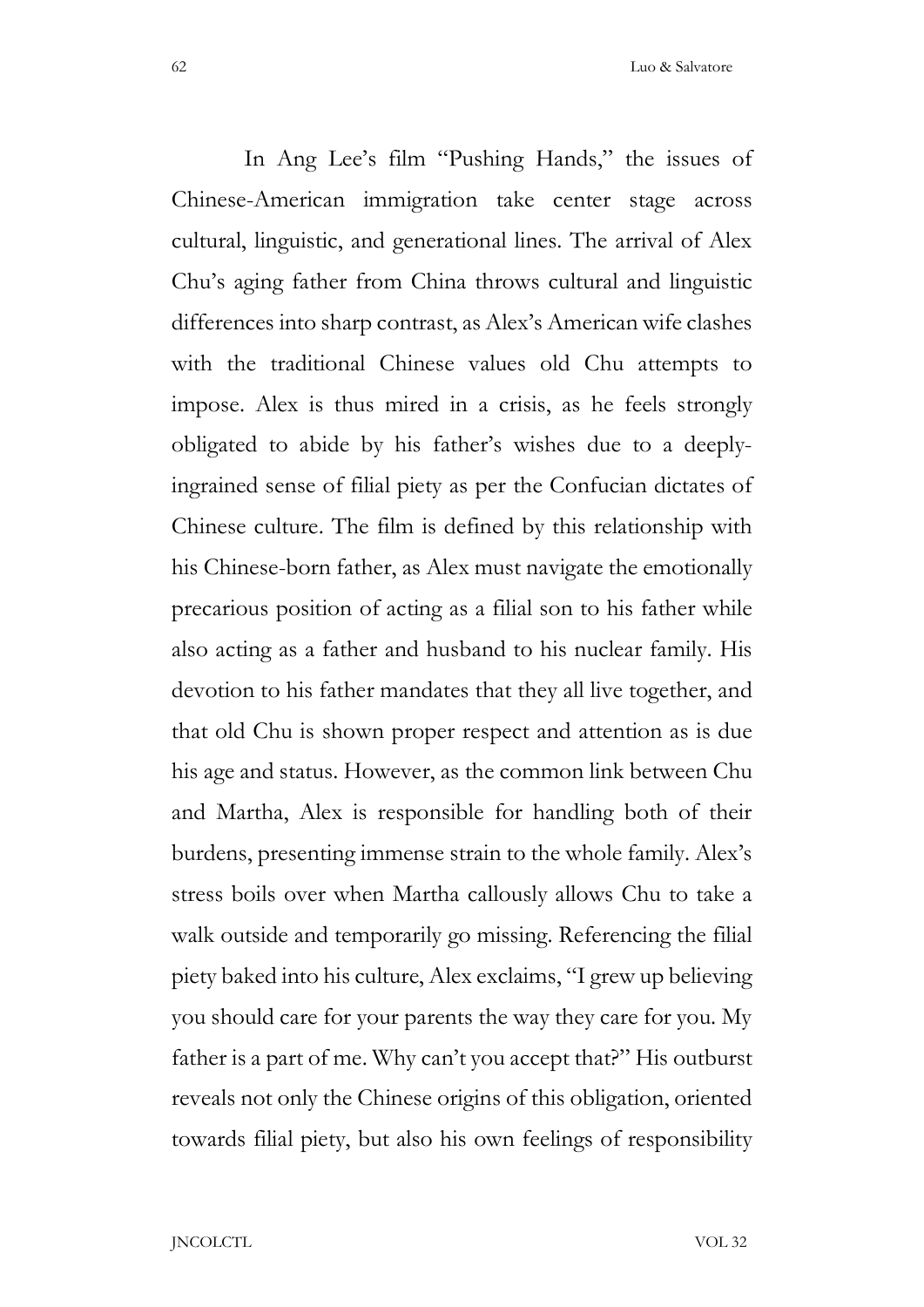In Ang Lee's film "Pushing Hands," the issues of Chinese-American immigration take center stage across cultural, linguistic, and generational lines. The arrival of Alex Chu's aging father from China throws cultural and linguistic differences into sharp contrast, as Alex's American wife clashes with the traditional Chinese values old Chu attempts to impose. Alex is thus mired in a crisis, as he feels strongly obligated to abide by his father's wishes due to a deeply-ingrained sense of filial piety as per the Confucian dictates of Chinese culture. The film is defined by this relationship with his Chinese-born father, as Alex must navigate the emotionally precarious position of acting as a filial son to his father while also acting as a father and husband to his nuclear family. His devotion to his father mandates that they all live together, and that old Chu is shown proper respect and attention as is due his age and status. However, as the common link between Chu and Martha, Alex is responsible for handling both of their burdens, presenting immense strain to the whole family. Alex's stress boils over when Martha callously allows Chu to take a walk outside and temporarily go missing. Referencing the filial piety baked into his culture, Alex exclaims, "I grew up believing you should care for your parents the way they care for you. My father is a part of me. Why can't you accept that?" His outburst reveals not only the Chinese origins of this obligation, oriented towards filial piety, but also his own feelings of responsibility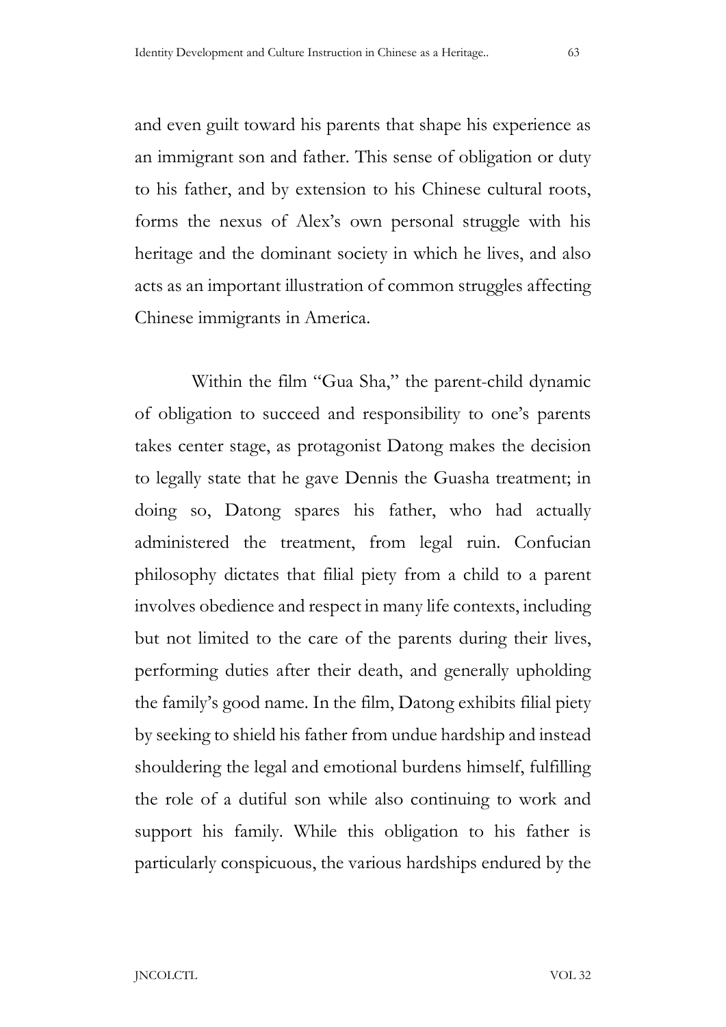and even guilt toward his parents that shape his experience as an immigrant son and father. This sense of obligation or duty to his father, and by extension to his Chinese cultural roots, forms the nexus of Alex's own personal struggle with his heritage and the dominant society in which he lives, and also acts as an important illustration of common struggles affecting Chinese immigrants in America.

Within the film "Gua Sha," the parent-child dynamic of obligation to succeed and responsibility to one's parents takes center stage, as protagonist Datong makes the decision to legally state that he gave Dennis the Guasha treatment; in doing so, Datong spares his father, who had actually administered the treatment, from legal ruin. Confucian philosophy dictates that filial piety from a child to a parent involves obedience and respect in many life contexts, including but not limited to the care of the parents during their lives, performing duties after their death, and generally upholding the family's good name. In the film, Datong exhibits filial piety by seeking to shield his father from undue hardship and instead shouldering the legal and emotional burdens himself, fulfilling the role of a dutiful son while also continuing to work and support his family. While this obligation to his father is particularly conspicuous, the various hardships endured by the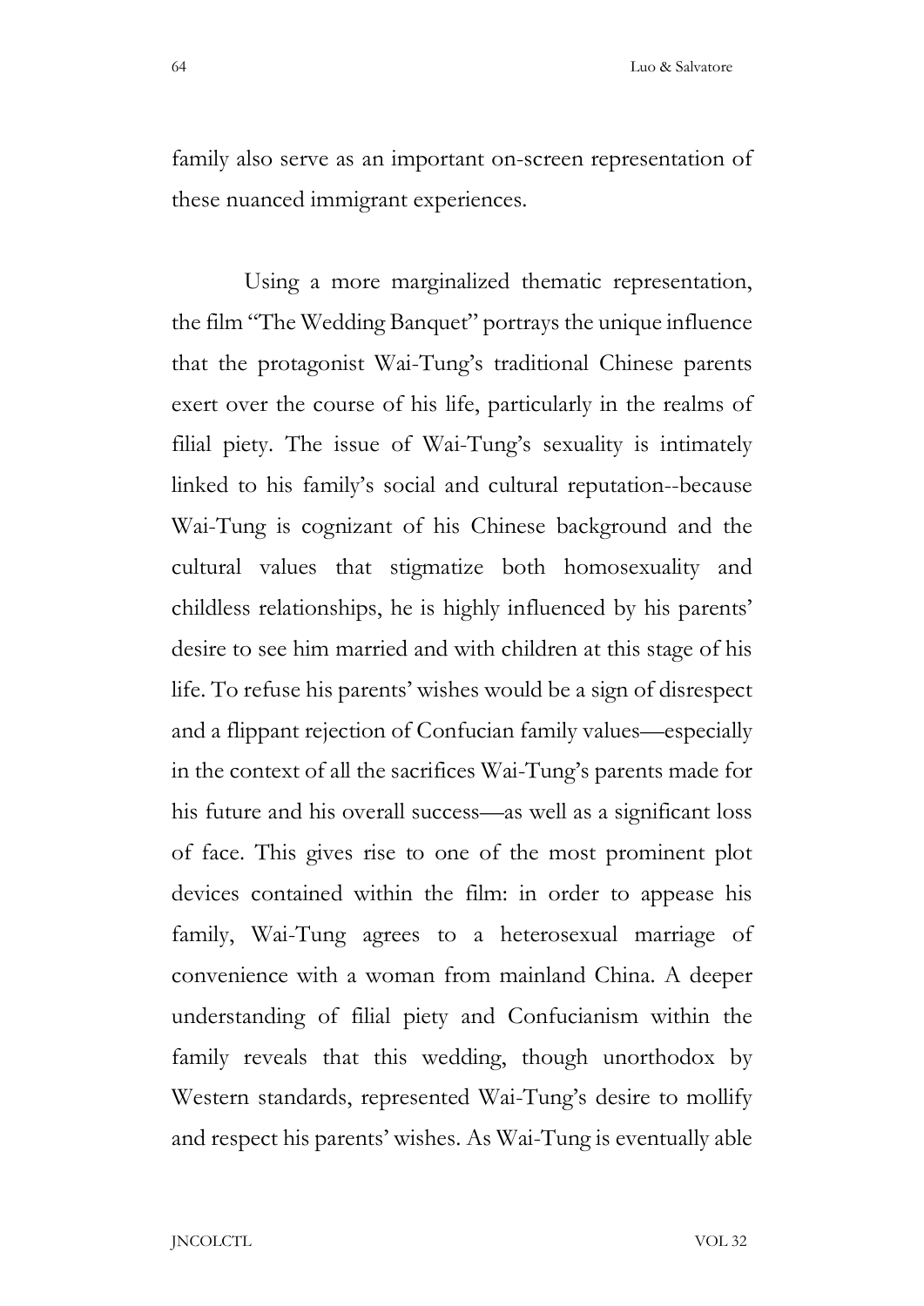family also serve as an important on-screen representation of these nuanced immigrant experiences.

Using a more marginalized thematic representation, the film "The Wedding Banquet" portrays the unique influence that the protagonist Wai-Tung's traditional Chinese parents exert over the course of his life, particularly in the realms of filial piety. The issue of Wai-Tung's sexuality is intimately linked to his family's social and cultural reputation--because Wai-Tung is cognizant of his Chinese background and the cultural values that stigmatize both homosexuality and childless relationships, he is highly influenced by his parents' desire to see him married and with children at this stage of his life. To refuse his parents' wishes would be a sign of disrespect and a flippant rejection of Confucian family values—especially in the context of all the sacrifices Wai-Tung's parents made for his future and his overall success—as well as a significant loss of face. This gives rise to one of the most prominent plot devices contained within the film: in order to appease his family, Wai-Tung agrees to a heterosexual marriage of convenience with a woman from mainland China. A deeper understanding of filial piety and Confucianism within the family reveals that this wedding, though unorthodox by Western standards, represented Wai-Tung's desire to mollify and respect his parents' wishes. As Wai-Tung is eventually able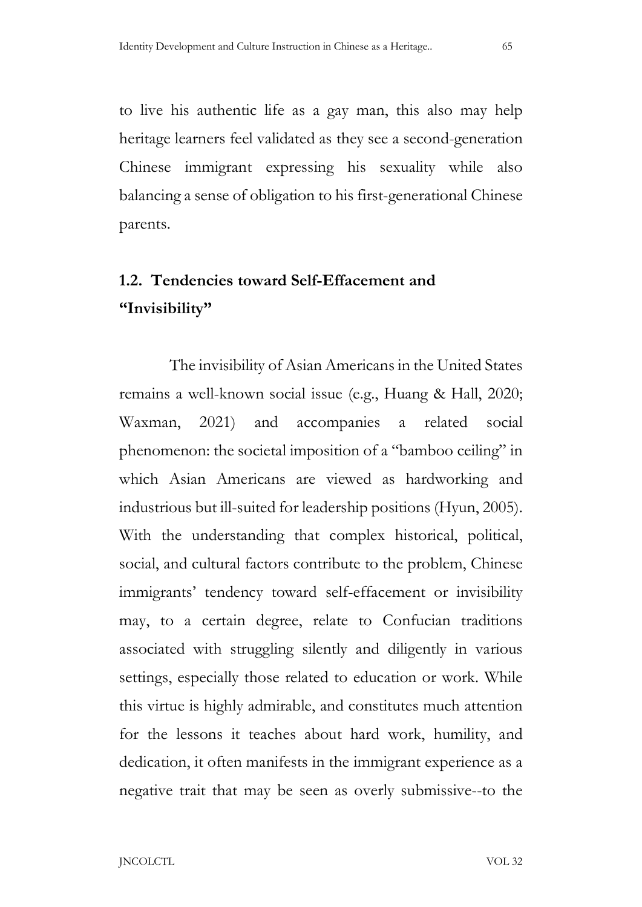to live his authentic life as a gay man, this also may help heritage learners feel validated as they see a second-generation Chinese immigrant expressing his sexuality while also balancing a sense of obligation to his first-generational Chinese parents.

### 1.2. Tendencies toward Self-Effacement and "Invisibility"

The invisibility of Asian Americans in the United States remains a well-known social issue (e.g., Huang & Hall, 2020; Waxman, 2021) and accompanies a related social phenomenon: the societal imposition of a "bamboo ceiling" in which Asian Americans are viewed as hardworking and industrious but ill-suited for leadership positions (Hyun, 2005). With the understanding that complex historical, political, social, and cultural factors contribute to the problem, Chinese immigrants' tendency toward self-effacement or invisibility may, to a certain degree, relate to Confucian traditions associated with struggling silently and diligently in various settings, especially those related to education or work. While this virtue is highly admirable, and constitutes much attention for the lessons it teaches about hard work, humility, and dedication, it often manifests in the immigrant experience as a negative trait that may be seen as overly submissive--to the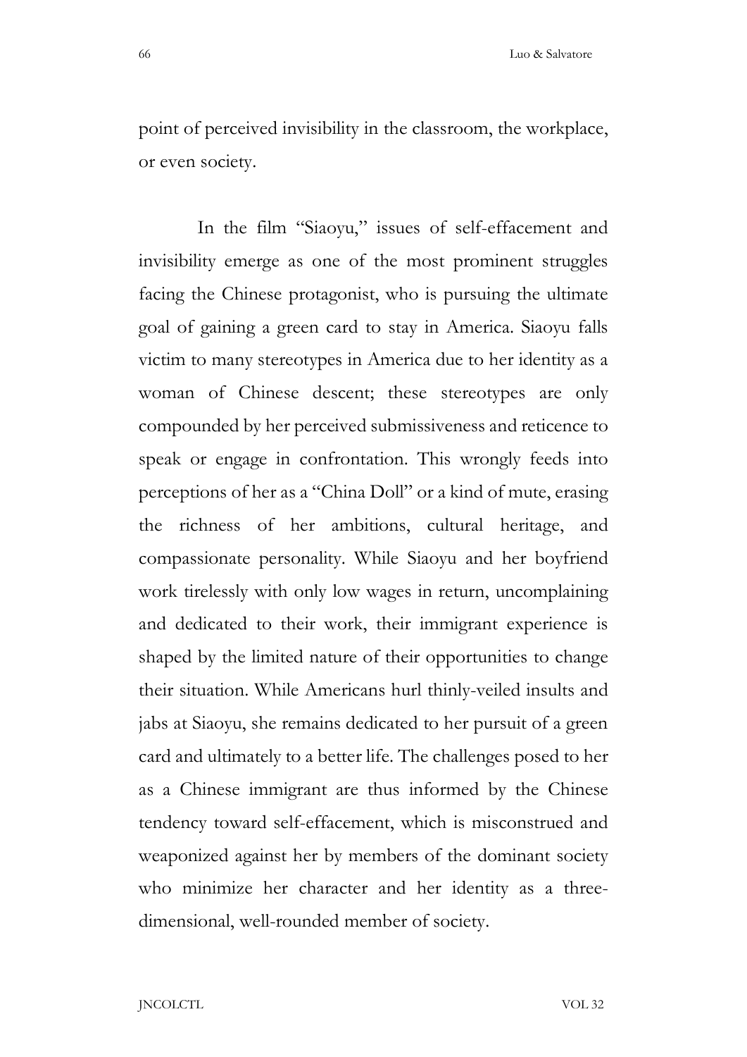point of perceived invisibility in the classroom, the workplace, or even society.

In the film "Siaoyu," issues of self-effacement and invisibility emerge as one of the most prominent struggles facing the Chinese protagonist, who is pursuing the ultimate goal of gaining a green card to stay in America. Siaoyu falls victim to many stereotypes in America due to her identity as a woman of Chinese descent; these stereotypes are only compounded by her perceived submissiveness and reticence to speak or engage in confrontation. This wrongly feeds into perceptions of her as a "China Doll" or a kind of mute, erasing the richness of her ambitions, cultural heritage, and compassionate personality. While Siaoyu and her boyfriend work tirelessly with only low wages in return, uncomplaining and dedicated to their work, their immigrant experience is shaped by the limited nature of their opportunities to change their situation. While Americans hurl thinly-veiled insults and jabs at Siaoyu, she remains dedicated to her pursuit of a green card and ultimately to a better life. The challenges posed to her as a Chinese immigrant are thus informed by the Chinese tendency toward self-effacement, which is misconstrued and weaponized against her by members of the dominant society who minimize her character and her identity as a three-dimensional, well-rounded member of society.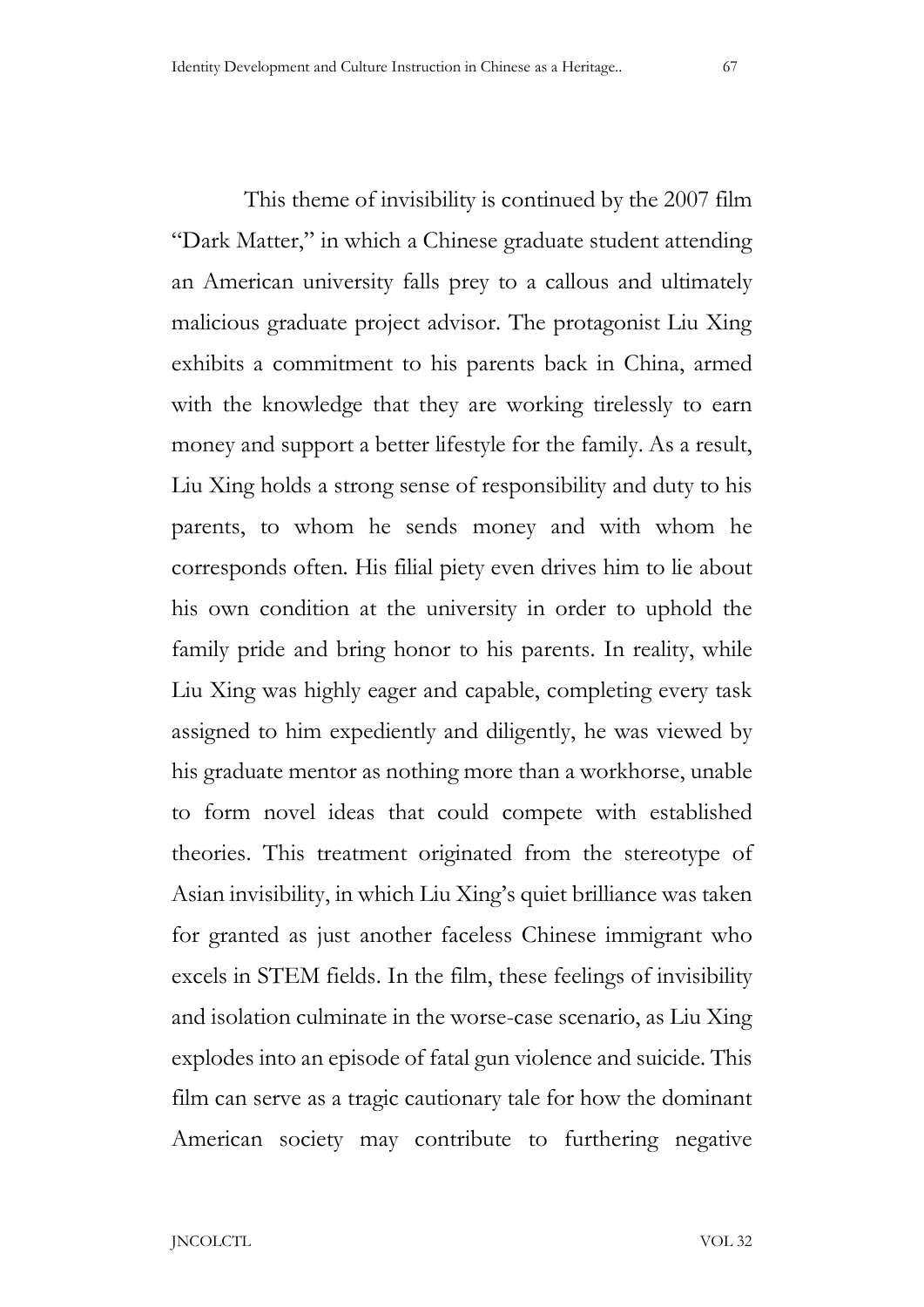This theme of invisibility is continued by the 2007 film "Dark Matter," in which a Chinese graduate student attending an American university falls prey to a callous and ultimately malicious graduate project advisor. The protagonist Liu Xing exhibits a commitment to his parents back in China, armed with the knowledge that they are working tirelessly to earn money and support a better lifestyle for the family. As a result, Liu Xing holds a strong sense of responsibility and duty to his parents, to whom he sends money and with whom he corresponds often. His filial piety even drives him to lie about his own condition at the university in order to uphold the family pride and bring honor to his parents. In reality, while Liu Xing was highly eager and capable, completing every task assigned to him expediently and diligently, he was viewed by his graduate mentor as nothing more than a workhorse, unable to form novel ideas that could compete with established theories. This treatment originated from the stereotype of Asian invisibility, in which Liu Xing's quiet brilliance was taken for granted as just another faceless Chinese immigrant who excels in STEM fields. In the film, these feelings of invisibility and isolation culminate in the worse-case scenario, as Liu Xing explodes into an episode of fatal gun violence and suicide. This film can serve as a tragic cautionary tale for how the dominant American society may contribute to furthering negative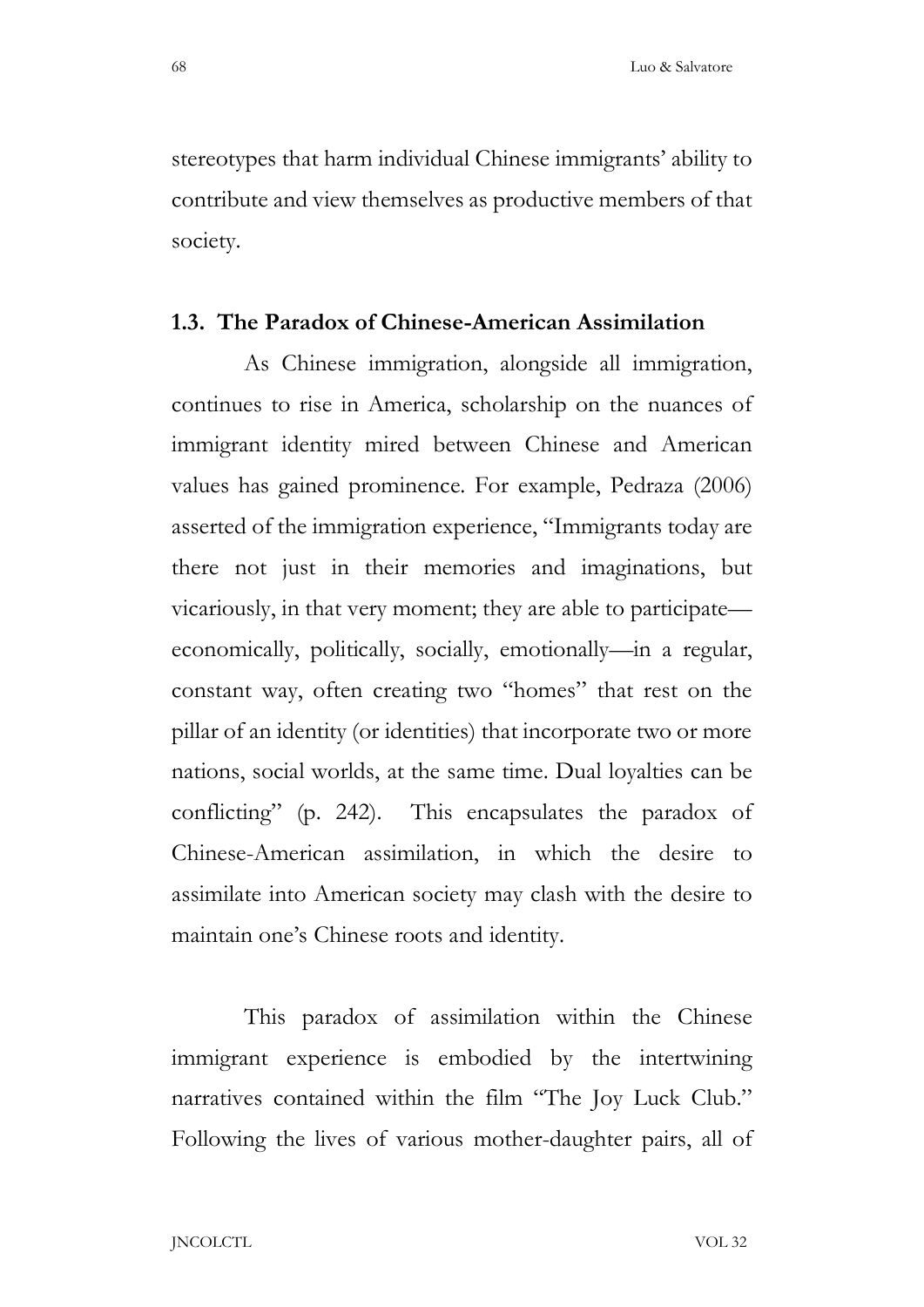stereotypes that harm individual Chinese immigrants' ability to contribute and view themselves as productive members of that society.

### 1.3. The Paradox of Chinese-American Assimilation

As Chinese immigration, alongside all immigration, continues to rise in America, scholarship on the nuances of immigrant identity mired between Chinese and American values has gained prominence. For example, Pedraza (2006) asserted of the immigration experience, "Immigrants today are there not just in their memories and imaginations, but vicariously, in that very moment; they are able to participate—economically, politically, socially, emotionally—in a regular, constant way, often creating two "homes" that rest on the pillar of an identity (or identities) that incorporate two or more nations, social worlds, at the same time. Dual loyalties can be conflicting" (p. 242). This encapsulates the paradox of Chinese-American assimilation, in which the desire to assimilate into American society may clash with the desire to maintain one's Chinese roots and identity.

This paradox of assimilation within the Chinese immigrant experience is embodied by the intertwining narratives contained within the film "The Joy Luck Club." Following the lives of various mother-daughter pairs, all of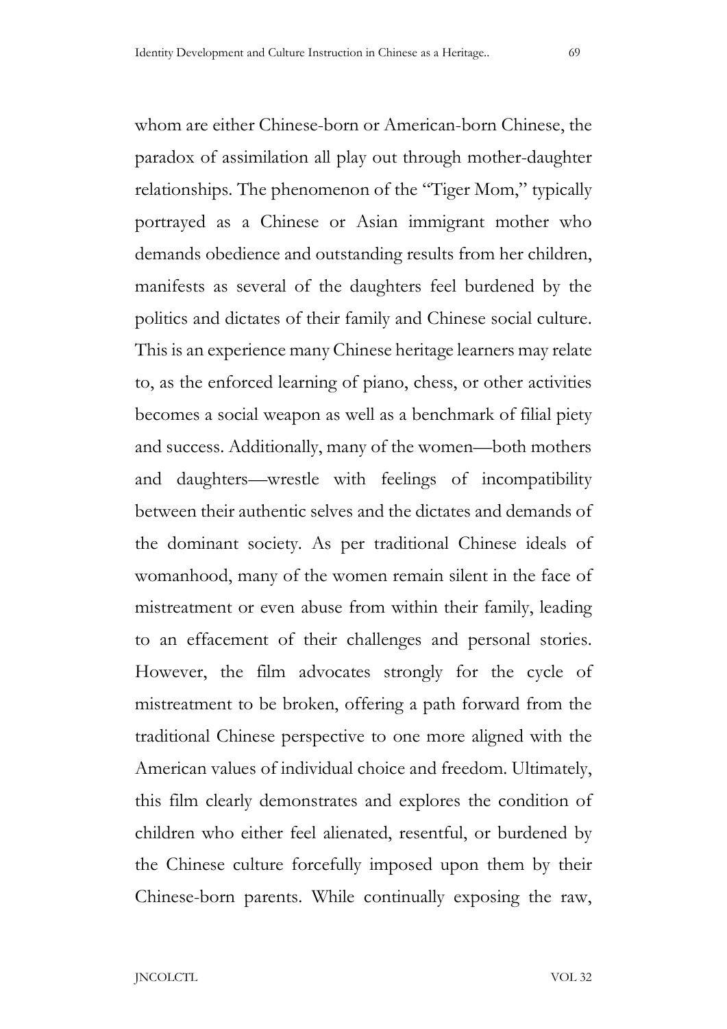whom are either Chinese-born or American-born Chinese, the paradox of assimilation all play out through mother-daughter relationships. The phenomenon of the "Tiger Mom," typically portrayed as a Chinese or Asian immigrant mother who demands obedience and outstanding results from her children, manifests as several of the daughters feel burdened by the politics and dictates of their family and Chinese social culture. This is an experience many Chinese heritage learners may relate to, as the enforced learning of piano, chess, or other activities becomes a social weapon as well as a benchmark of filial piety and success. Additionally, many of the women—both mothers and daughters—wrestle with feelings of incompatibility between their authentic selves and the dictates and demands of the dominant society. As per traditional Chinese ideals of womanhood, many of the women remain silent in the face of mistreatment or even abuse from within their family, leading to an effacement of their challenges and personal stories. However, the film advocates strongly for the cycle of mistreatment to be broken, offering a path forward from the traditional Chinese perspective to one more aligned with the American values of individual choice and freedom. Ultimately, this film clearly demonstrates and explores the condition of children who either feel alienated, resentful, or burdened by the Chinese culture forcefully imposed upon them by their Chinese-born parents. While continually exposing the raw,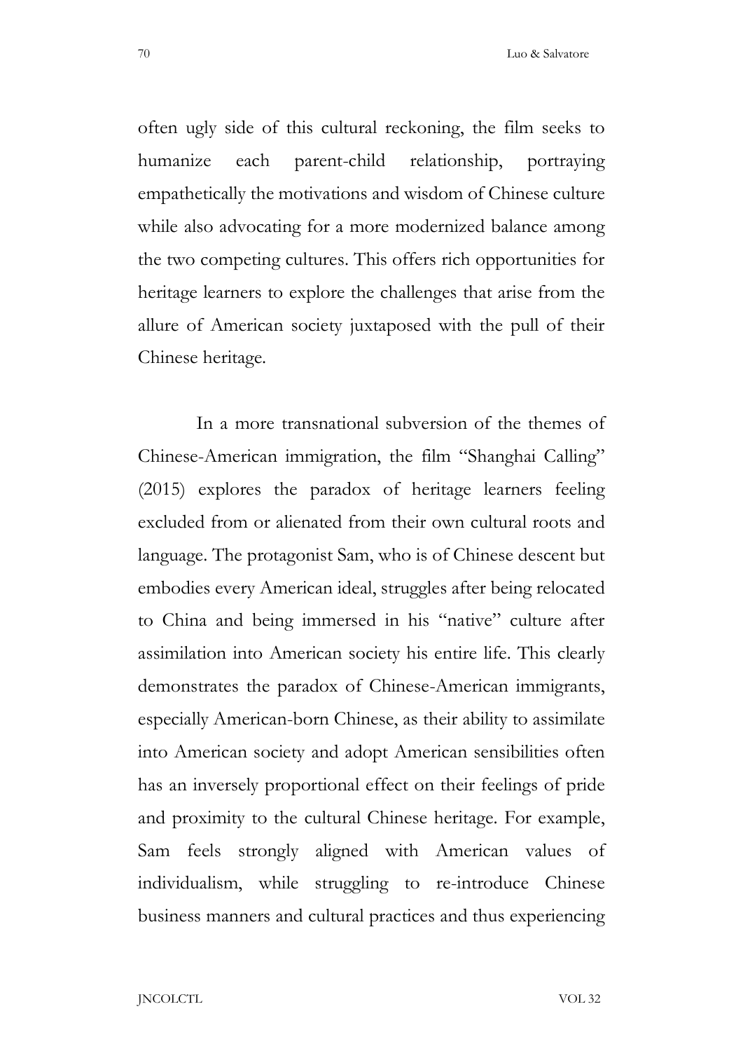often ugly side of this cultural reckoning, the film seeks to humanize each parent-child relationship, portraying empathetically the motivations and wisdom of Chinese culture while also advocating for a more modernized balance among the two competing cultures. This offers rich opportunities for heritage learners to explore the challenges that arise from the allure of American society juxtaposed with the pull of their Chinese heritage.

In a more transnational subversion of the themes of Chinese-American immigration, the film "Shanghai Calling" (2015) explores the paradox of heritage learners feeling excluded from or alienated from their own cultural roots and language. The protagonist Sam, who is of Chinese descent but embodies every American ideal, struggles after being relocated to China and being immersed in his "native" culture after assimilation into American society his entire life. This clearly demonstrates the paradox of Chinese-American immigrants, especially American-born Chinese, as their ability to assimilate into American society and adopt American sensibilities often has an inversely proportional effect on their feelings of pride and proximity to the cultural Chinese heritage. For example, Sam feels strongly aligned with American values of individualism, while struggling to re-introduce Chinese business manners and cultural practices and thus experiencing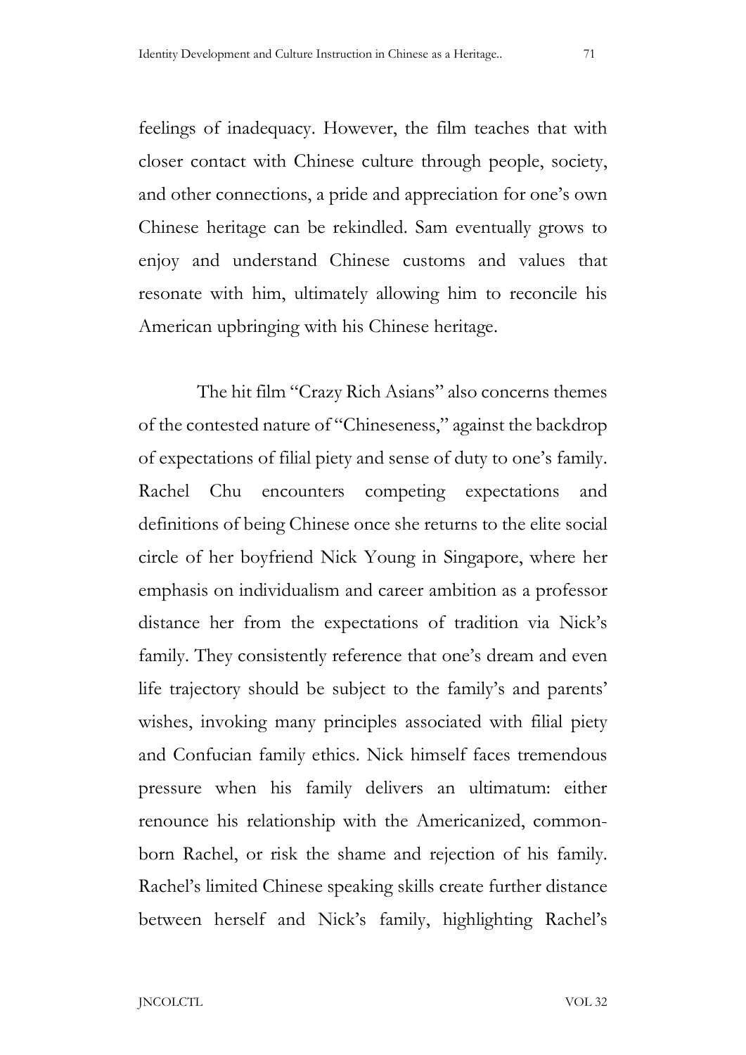feelings of inadequacy. However, the film teaches that with closer contact with Chinese culture through people, society, and other connections, a pride and appreciation for one's own Chinese heritage can be rekindled. Sam eventually grows to enjoy and understand Chinese customs and values that resonate with him, ultimately allowing him to reconcile his American upbringing with his Chinese heritage.

The hit film "Crazy Rich Asians" also concerns themes of the contested nature of "Chineseness," against the backdrop of expectations of filial piety and sense of duty to one's family. Rachel Chu encounters competing expectations and definitions of being Chinese once she returns to the elite social circle of her boyfriend Nick Young in Singapore, where her emphasis on individualism and career ambition as a professor distance her from the expectations of tradition via Nick's family. They consistently reference that one's dream and even life trajectory should be subject to the family's and parents' wishes, invoking many principles associated with filial piety and Confucian family ethics. Nick himself faces tremendous pressure when his family delivers an ultimatum: either renounce his relationship with the Americanized, common-born Rachel, or risk the shame and rejection of his family. Rachel's limited Chinese speaking skills create further distance between herself and Nick's family, highlighting Rachel's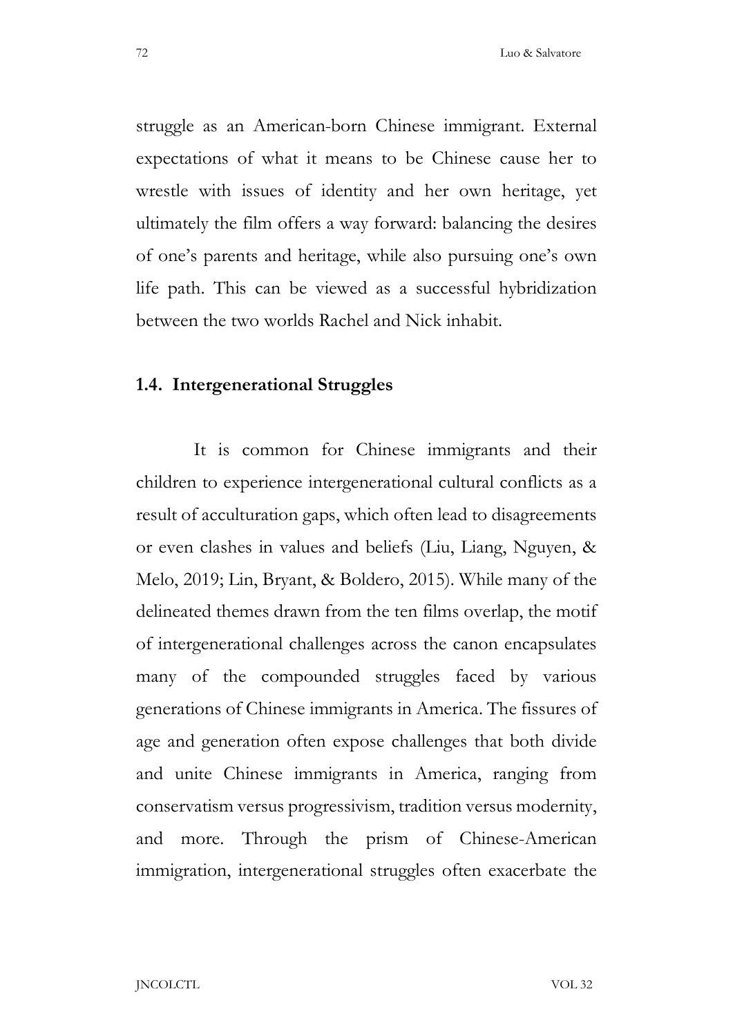struggle as an American-born Chinese immigrant. External expectations of what it means to be Chinese cause her to wrestle with issues of identity and her own heritage, yet ultimately the film offers a way forward: balancing the desires of one's parents and heritage, while also pursuing one's own life path. This can be viewed as a successful hybridization between the two worlds Rachel and Nick inhabit.

### 1.4. Intergenerational Struggles

It is common for Chinese immigrants and their children to experience intergenerational cultural conflicts as a result of acculturation gaps, which often lead to disagreements or even clashes in values and beliefs (Liu, Liang, Nguyen, & Melo, 2019; Lin, Bryant, & Boldero, 2015). While many of the delineated themes drawn from the ten films overlap, the motif of intergenerational challenges across the canon encapsulates many of the compounded struggles faced by various generations of Chinese immigrants in America. The fissures of age and generation often expose challenges that both divide and unite Chinese immigrants in America, ranging from conservatism versus progressivism, tradition versus modernity, and more. Through the prism of Chinese-American immigration, intergenerational struggles often exacerbate the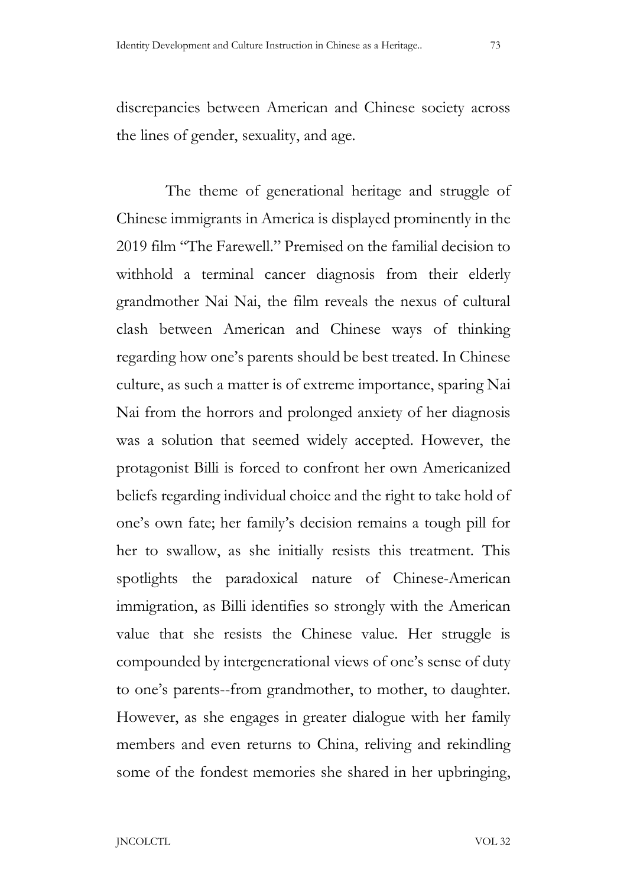discrepancies between American and Chinese society across the lines of gender, sexuality, and age.

The theme of generational heritage and struggle of Chinese immigrants in America is displayed prominently in the 2019 film "The Farewell." Premised on the familial decision to withhold a terminal cancer diagnosis from their elderly grandmother Nai Nai, the film reveals the nexus of cultural clash between American and Chinese ways of thinking regarding how one's parents should be best treated. In Chinese culture, as such a matter is of extreme importance, sparing Nai Nai from the horrors and prolonged anxiety of her diagnosis was a solution that seemed widely accepted. However, the protagonist Billi is forced to confront her own Americanized beliefs regarding individual choice and the right to take hold of one's own fate; her family's decision remains a tough pill for her to swallow, as she initially resists this treatment. This spotlights the paradoxical nature of Chinese-American immigration, as Billi identifies so strongly with the American value that she resists the Chinese value. Her struggle is compounded by intergenerational views of one's sense of duty to one's parents--from grandmother, to mother, to daughter. However, as she engages in greater dialogue with her family members and even returns to China, reliving and rekindling some of the fondest memories she shared in her upbringing,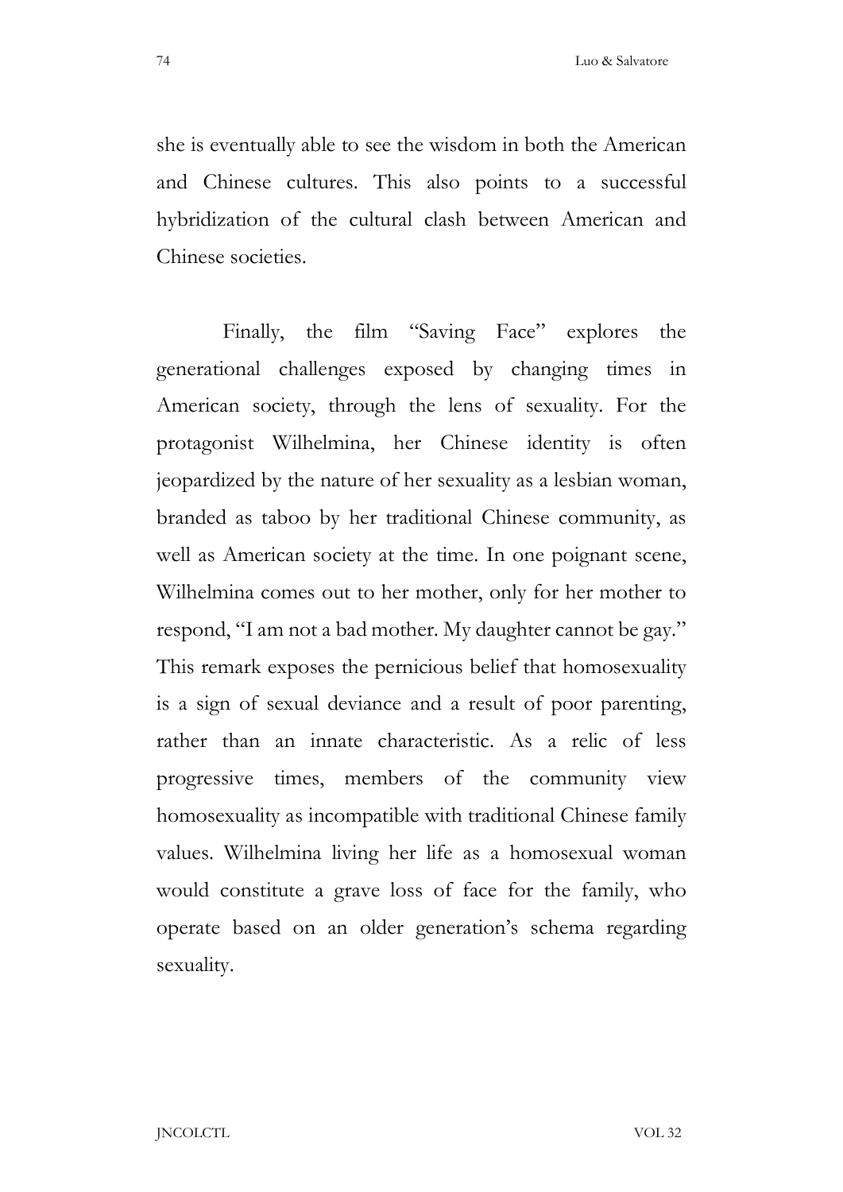she is eventually able to see the wisdom in both the American and Chinese cultures. This also points to a successful hybridization of the cultural clash between American and Chinese societies.

Finally, the film "Saving Face" explores the generational challenges exposed by changing times in American society, through the lens of sexuality. For the protagonist Wilhelmina, her Chinese identity is often jeopardized by the nature of her sexuality as a lesbian woman, branded as taboo by her traditional Chinese community, as well as American society at the time. In one poignant scene, Wilhelmina comes out to her mother, only for her mother to respond, "I am not a bad mother. My daughter cannot be gay." This remark exposes the pernicious belief that homosexuality is a sign of sexual deviance and a result of poor parenting, rather than an innate characteristic. As a relic of less progressive times, members of the community view homosexuality as incompatible with traditional Chinese family values. Wilhelmina living her life as a homosexual woman would constitute a grave loss of face for the family, who operate based on an older generation's schema regarding sexuality.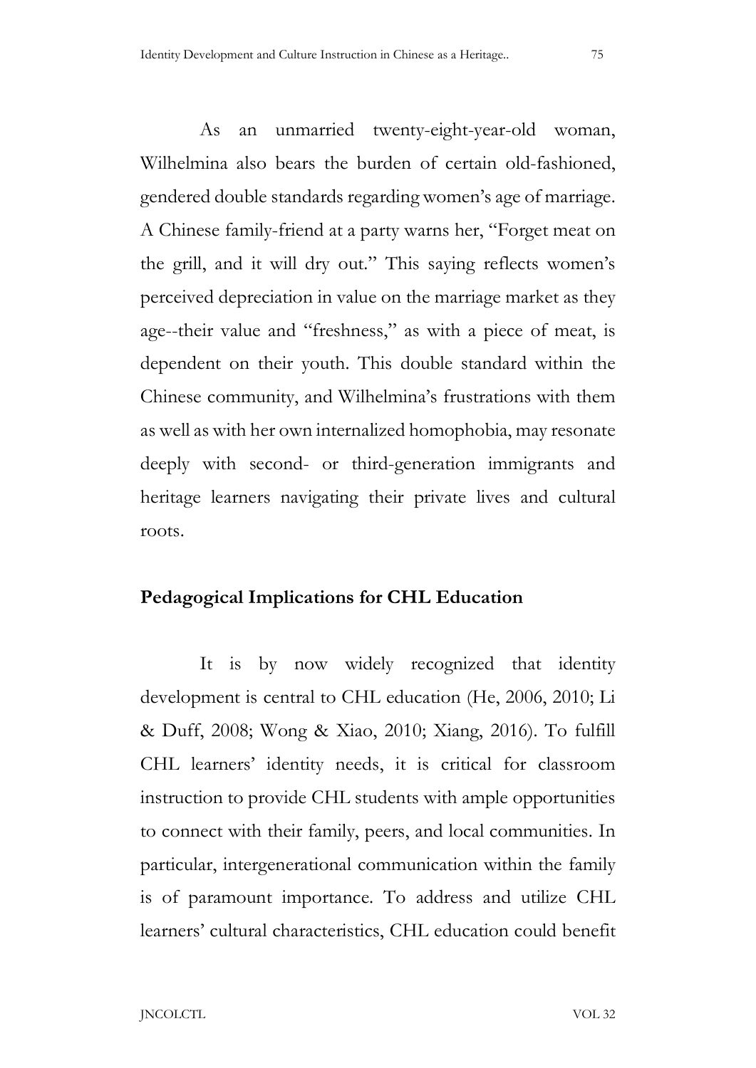As an unmarried twenty-eight-year-old woman, Wilhelmina also bears the burden of certain old-fashioned, gendered double standards regarding women's age of marriage. A Chinese family-friend at a party warns her, "Forget meat on the grill, and it will dry out." This saying reflects women's perceived depreciation in value on the marriage market as they age--their value and "freshness," as with a piece of meat, is dependent on their youth. This double standard within the Chinese community, and Wilhelmina's frustrations with them as well as with her own internalized homophobia, may resonate deeply with second- or third-generation immigrants and heritage learners navigating their private lives and cultural roots.

## Pedagogical Implications for CHL Education

It is by now widely recognized that identity development is central to CHL education (He, 2006, 2010; Li & Duff, 2008; Wong & Xiao, 2010; Xiang, 2016). To fulfill CHL learners' identity needs, it is critical for classroom instruction to provide CHL students with ample opportunities to connect with their family, peers, and local communities. In particular, intergenerational communication within the family is of paramount importance. To address and utilize CHL learners' cultural characteristics, CHL education could benefit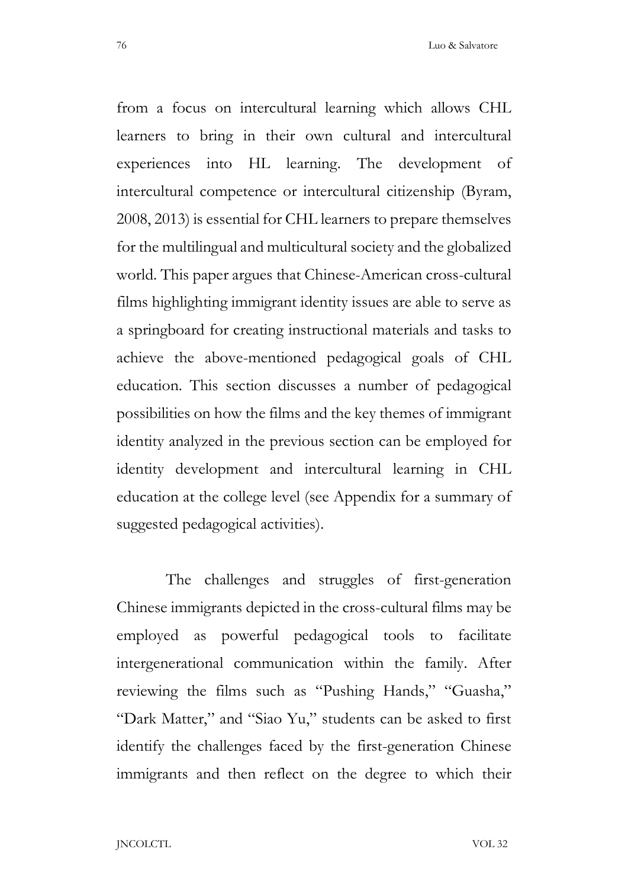from a focus on intercultural learning which allows CHL learners to bring in their own cultural and intercultural experiences into HL learning. The development of intercultural competence or intercultural citizenship (Byram, 2008, 2013) is essential for CHL learners to prepare themselves for the multilingual and multicultural society and the globalized world. This paper argues that Chinese-American cross-cultural films highlighting immigrant identity issues are able to serve as a springboard for creating instructional materials and tasks to achieve the above-mentioned pedagogical goals of CHL education. This section discusses a number of pedagogical possibilities on how the films and the key themes of immigrant identity analyzed in the previous section can be employed for identity development and intercultural learning in CHL education at the college level (see Appendix for a summary of suggested pedagogical activities).

The challenges and struggles of first-generation Chinese immigrants depicted in the cross-cultural films may be employed as powerful pedagogical tools to facilitate intergenerational communication within the family. After reviewing the films such as "Pushing Hands," "Guasha," "Dark Matter," and "Siao Yu," students can be asked to first identify the challenges faced by the first-generation Chinese immigrants and then reflect on the degree to which their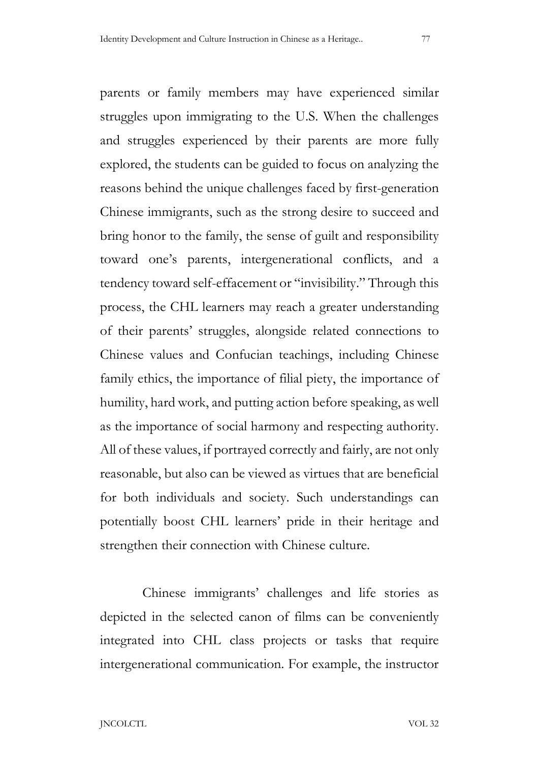parents or family members may have experienced similar struggles upon immigrating to the U.S. When the challenges and struggles experienced by their parents are more fully explored, the students can be guided to focus on analyzing the reasons behind the unique challenges faced by first-generation Chinese immigrants, such as the strong desire to succeed and bring honor to the family, the sense of guilt and responsibility toward one's parents, intergenerational conflicts, and a tendency toward self-effacement or "invisibility." Through this process, the CHL learners may reach a greater understanding of their parents' struggles, alongside related connections to Chinese values and Confucian teachings, including Chinese family ethics, the importance of filial piety, the importance of humility, hard work, and putting action before speaking, as well as the importance of social harmony and respecting authority. All of these values, if portrayed correctly and fairly, are not only reasonable, but also can be viewed as virtues that are beneficial for both individuals and society. Such understandings can potentially boost CHL learners' pride in their heritage and strengthen their connection with Chinese culture.

Chinese immigrants' challenges and life stories as depicted in the selected canon of films can be conveniently integrated into CHL class projects or tasks that require intergenerational communication. For example, the instructor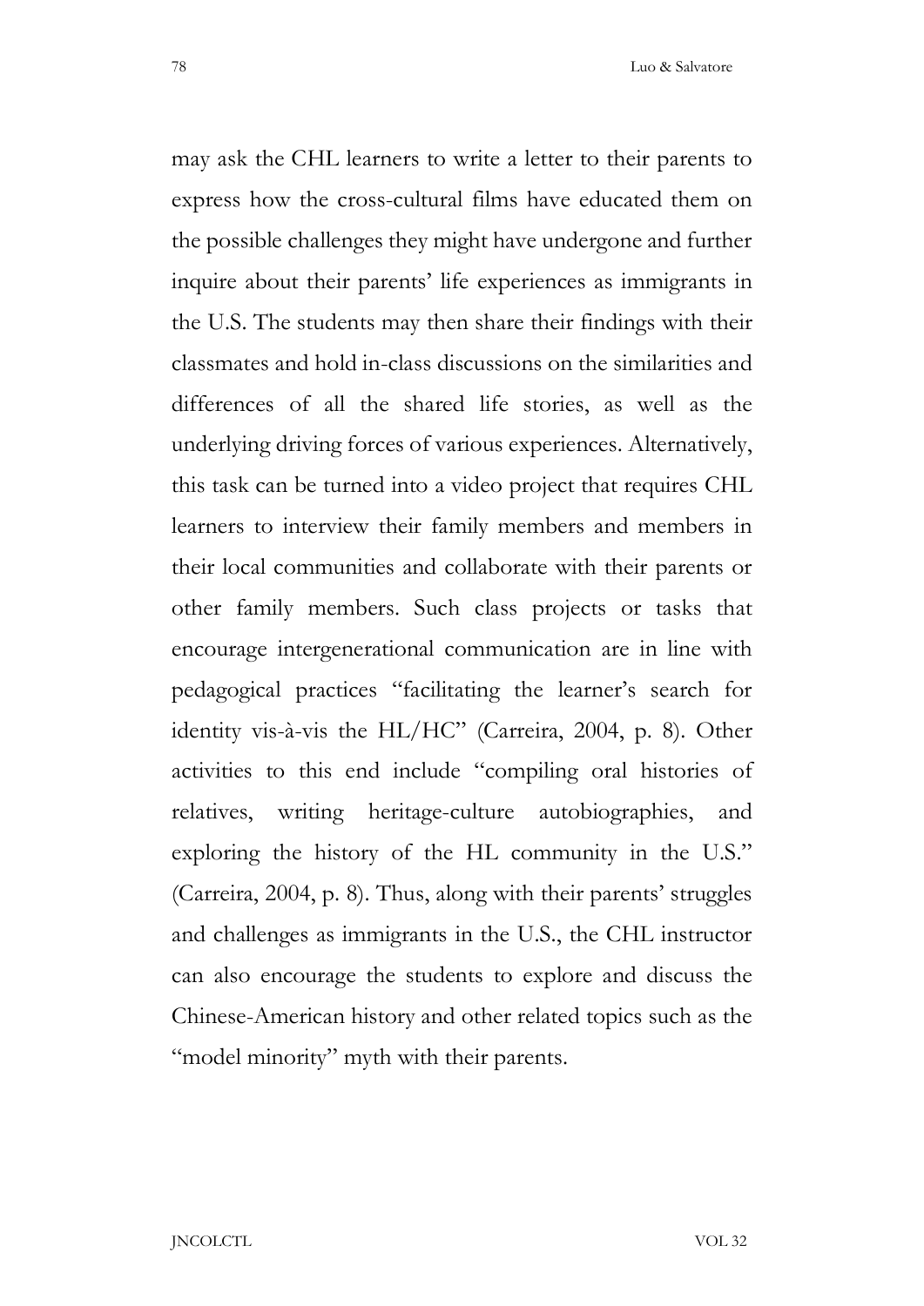may ask the CHL learners to write a letter to their parents to express how the cross-cultural films have educated them on the possible challenges they might have undergone and further inquire about their parents' life experiences as immigrants in the U.S. The students may then share their findings with their classmates and hold in-class discussions on the similarities and differences of all the shared life stories, as well as the underlying driving forces of various experiences. Alternatively, this task can be turned into a video project that requires CHL learners to interview their family members and members in their local communities and collaborate with their parents or other family members. Such class projects or tasks that encourage intergenerational communication are in line with pedagogical practices "facilitating the learner's search for identity vis-à-vis the HL/HC" (Carreira, 2004, p. 8). Other activities to this end include "compiling oral histories of relatives, writing heritage-culture autobiographies, and exploring the history of the HL community in the U.S." (Carreira, 2004, p. 8). Thus, along with their parents' struggles and challenges as immigrants in the U.S., the CHL instructor can also encourage the students to explore and discuss the Chinese-American history and other related topics such as the "model minority" myth with their parents.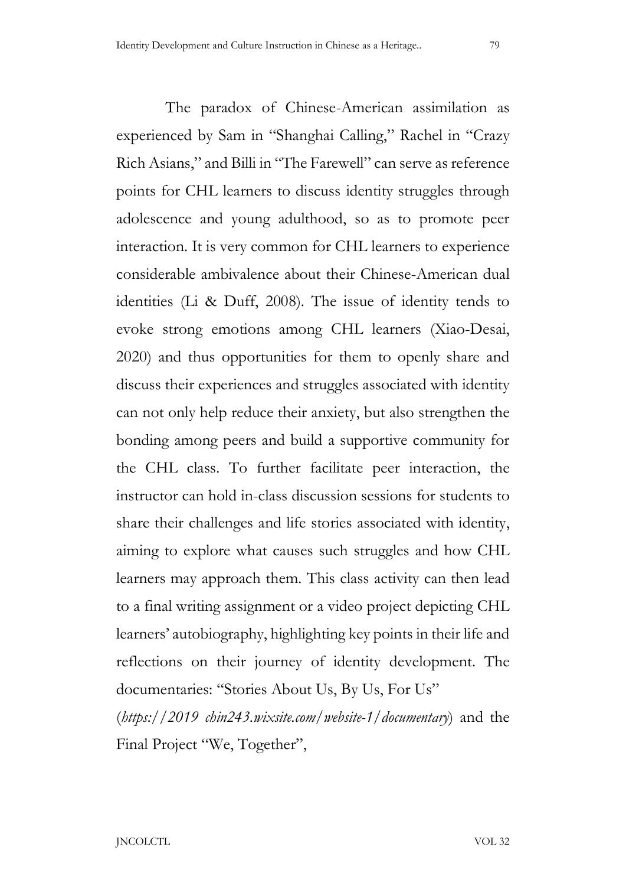The paradox of Chinese-American assimilation as experienced by Sam in "Shanghai Calling," Rachel in "Crazy Rich Asians," and Billi in "The Farewell" can serve as reference points for CHL learners to discuss identity struggles through adolescence and young adulthood, so as to promote peer interaction. It is very common for CHL learners to experience considerable ambivalence about their Chinese-American dual identities (Li & Duff, 2008). The issue of identity tends to evoke strong emotions among CHL learners (Xiao-Desai, 2020) and thus opportunities for them to openly share and discuss their experiences and struggles associated with identity can not only help reduce their anxiety, but also strengthen the bonding among peers and build a supportive community for the CHL class. To further facilitate peer interaction, the instructor can hold in-class discussion sessions for students to share their challenges and life stories associated with identity, aiming to explore what causes such struggles and how CHL learners may approach them. This class activity can then lead to a final writing assignment or a video project depicting CHL learners' autobiography, highlighting key points in their life and reflections on their journey of identity development. The documentaries: "Stories About Us, By Us, For Us" (*https://2019 chin243.wixsite.com/website-1/documentary*) and the Final Project "We, Together",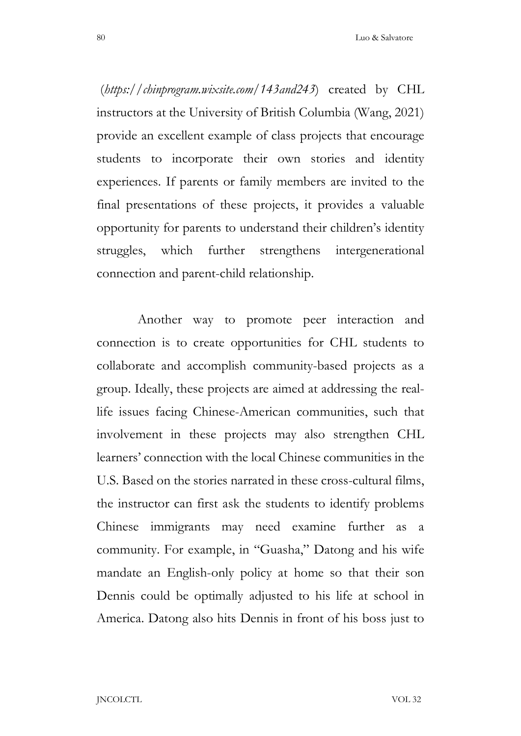(*https://chinprogram.wixsite.com/143and243*) created by CHL instructors at the University of British Columbia (Wang, 2021) provide an excellent example of class projects that encourage students to incorporate their own stories and identity experiences. If parents or family members are invited to the final presentations of these projects, it provides a valuable opportunity for parents to understand their children's identity struggles, which further strengthens intergenerational connection and parent-child relationship.

Another way to promote peer interaction and connection is to create opportunities for CHL students to collaborate and accomplish community-based projects as a group. Ideally, these projects are aimed at addressing the real-life issues facing Chinese-American communities, such that involvement in these projects may also strengthen CHL learners' connection with the local Chinese communities in the U.S. Based on the stories narrated in these cross-cultural films, the instructor can first ask the students to identify problems Chinese immigrants may need examine further as a community. For example, in "Guasha," Datong and his wife mandate an English-only policy at home so that their son Dennis could be optimally adjusted to his life at school in America. Datong also hits Dennis in front of his boss just to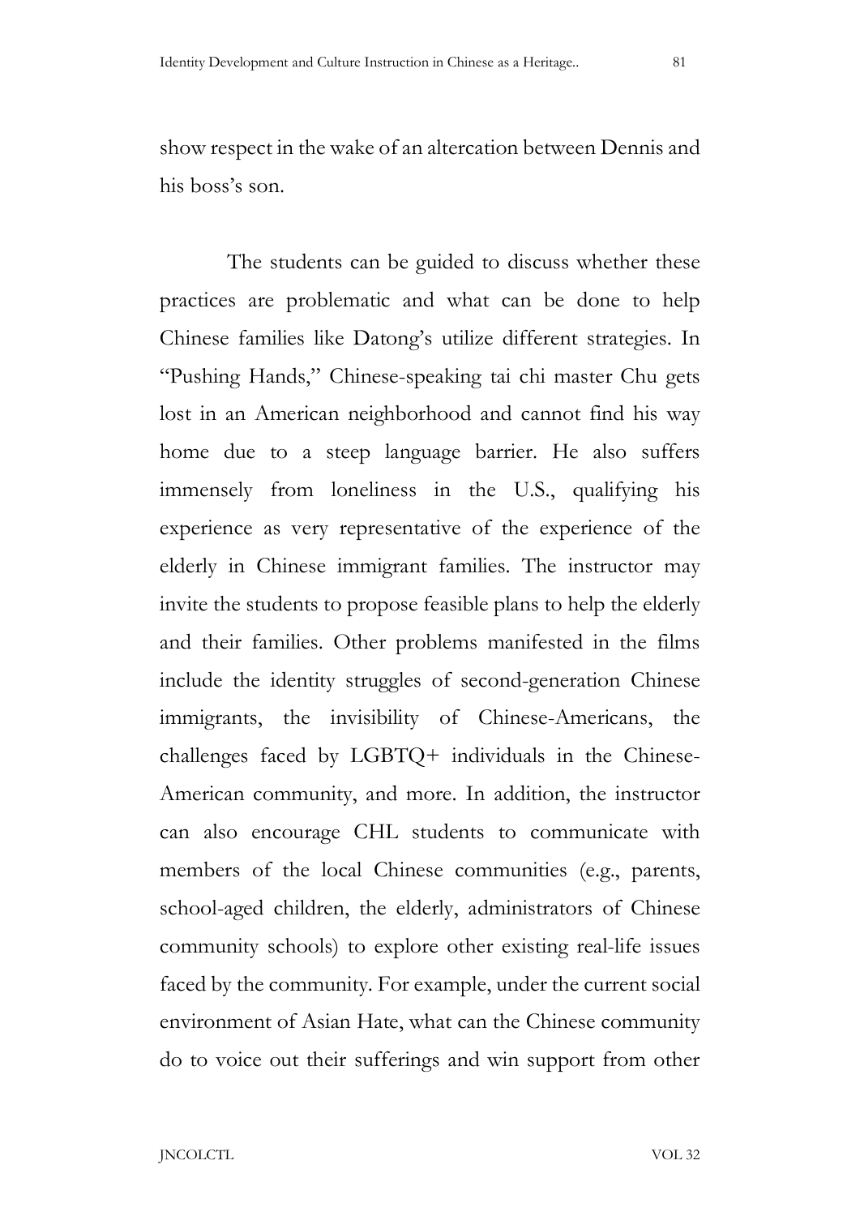show respect in the wake of an altercation between Dennis and his boss's son.

The students can be guided to discuss whether these practices are problematic and what can be done to help Chinese families like Datong's utilize different strategies. In "Pushing Hands," Chinese-speaking tai chi master Chu gets lost in an American neighborhood and cannot find his way home due to a steep language barrier. He also suffers immensely from loneliness in the U.S., qualifying his experience as very representative of the experience of the elderly in Chinese immigrant families. The instructor may invite the students to propose feasible plans to help the elderly and their families. Other problems manifested in the films include the identity struggles of second-generation Chinese immigrants, the invisibility of Chinese-Americans, the challenges faced by LGBTQ+ individuals in the Chinese-American community, and more. In addition, the instructor can also encourage CHL students to communicate with members of the local Chinese communities (e.g., parents, school-aged children, the elderly, administrators of Chinese community schools) to explore other existing real-life issues faced by the community. For example, under the current social environment of Asian Hate, what can the Chinese community do to voice out their sufferings and win support from other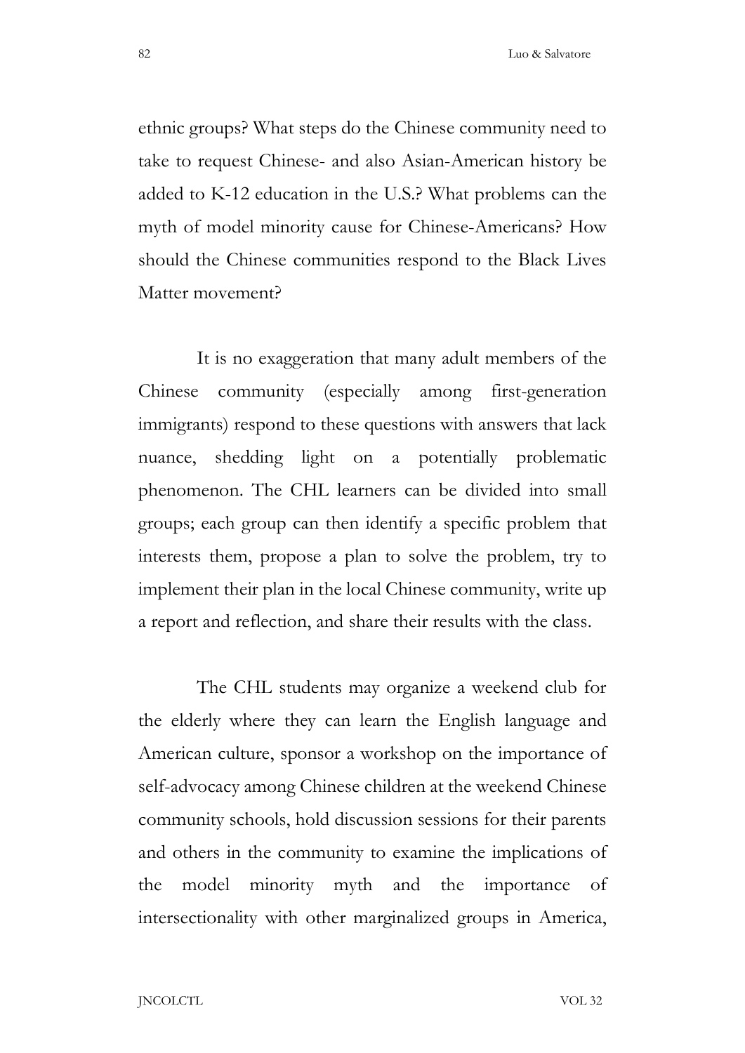ethnic groups? What steps do the Chinese community need to take to request Chinese- and also Asian-American history be added to K-12 education in the U.S.? What problems can the myth of model minority cause for Chinese-Americans? How should the Chinese communities respond to the Black Lives Matter movement?

It is no exaggeration that many adult members of the Chinese community (especially among first-generation immigrants) respond to these questions with answers that lack nuance, shedding light on a potentially problematic phenomenon. The CHL learners can be divided into small groups; each group can then identify a specific problem that interests them, propose a plan to solve the problem, try to implement their plan in the local Chinese community, write up a report and reflection, and share their results with the class.

The CHL students may organize a weekend club for the elderly where they can learn the English language and American culture, sponsor a workshop on the importance of self-advocacy among Chinese children at the weekend Chinese community schools, hold discussion sessions for their parents and others in the community to examine the implications of the model minority myth and the importance of intersectionality with other marginalized groups in America,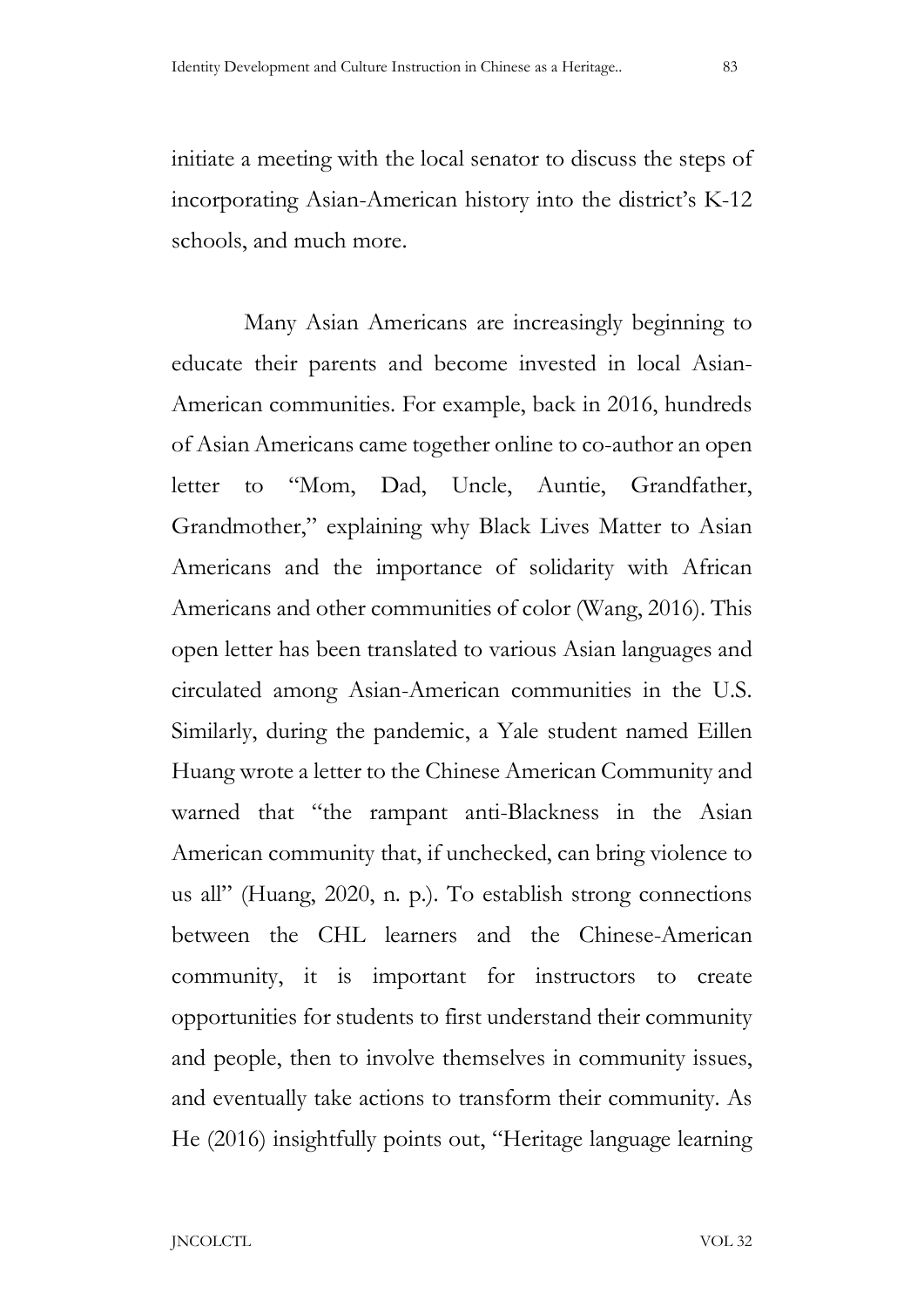initiate a meeting with the local senator to discuss the steps of incorporating Asian-American history into the district's K-12 schools, and much more.

Many Asian Americans are increasingly beginning to educate their parents and become invested in local Asian-American communities. For example, back in 2016, hundreds of Asian Americans came together online to co-author an open letter to "Mom, Dad, Uncle, Auntie, Grandfather, Grandmother," explaining why Black Lives Matter to Asian Americans and the importance of solidarity with African Americans and other communities of color (Wang, 2016). This open letter has been translated to various Asian languages and circulated among Asian-American communities in the U.S. Similarly, during the pandemic, a Yale student named Eillen Huang wrote a letter to the Chinese American Community and warned that "the rampant anti-Blackness in the Asian American community that, if unchecked, can bring violence to us all" (Huang, 2020, n. p.). To establish strong connections between the CHL learners and the Chinese-American community, it is important for instructors to create opportunities for students to first understand their community and people, then to involve themselves in community issues, and eventually take actions to transform their community. As He (2016) insightfully points out, "Heritage language learning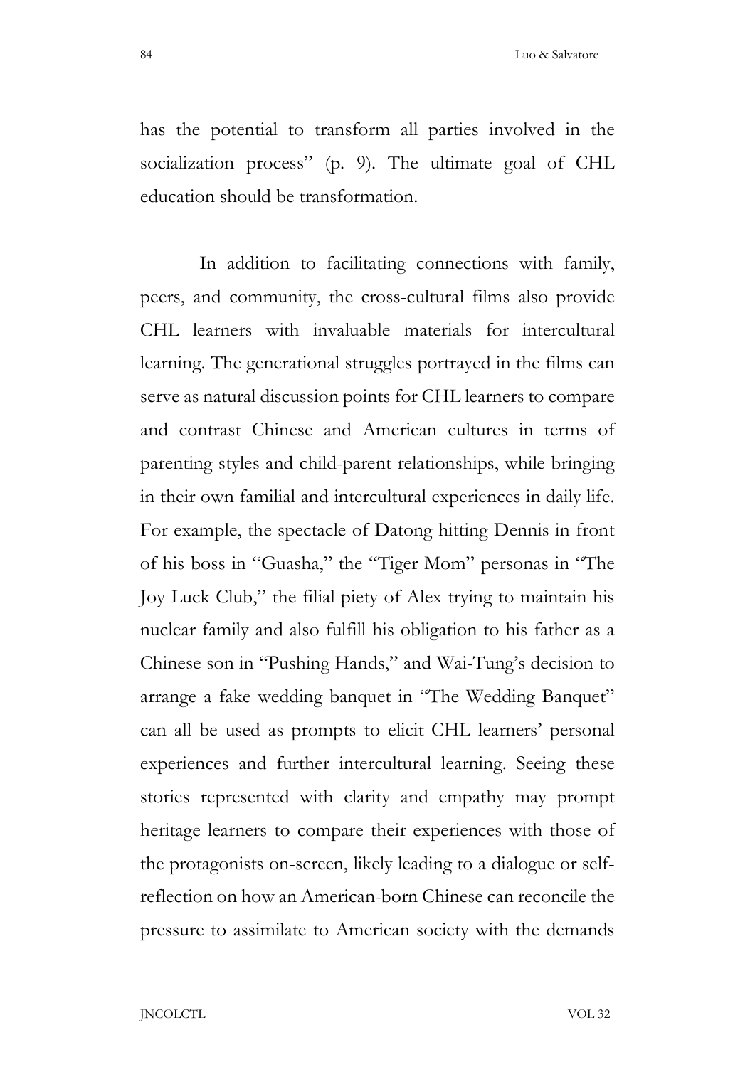has the potential to transform all parties involved in the socialization process" (p. 9). The ultimate goal of CHL education should be transformation.

In addition to facilitating connections with family, peers, and community, the cross-cultural films also provide CHL learners with invaluable materials for intercultural learning. The generational struggles portrayed in the films can serve as natural discussion points for CHL learners to compare and contrast Chinese and American cultures in terms of parenting styles and child-parent relationships, while bringing in their own familial and intercultural experiences in daily life. For example, the spectacle of Datong hitting Dennis in front of his boss in "Guasha," the "Tiger Mom" personas in "The Joy Luck Club," the filial piety of Alex trying to maintain his nuclear family and also fulfill his obligation to his father as a Chinese son in "Pushing Hands," and Wai-Tung's decision to arrange a fake wedding banquet in "The Wedding Banquet" can all be used as prompts to elicit CHL learners' personal experiences and further intercultural learning. Seeing these stories represented with clarity and empathy may prompt heritage learners to compare their experiences with those of the protagonists on-screen, likely leading to a dialogue or self-reflection on how an American-born Chinese can reconcile the pressure to assimilate to American society with the demands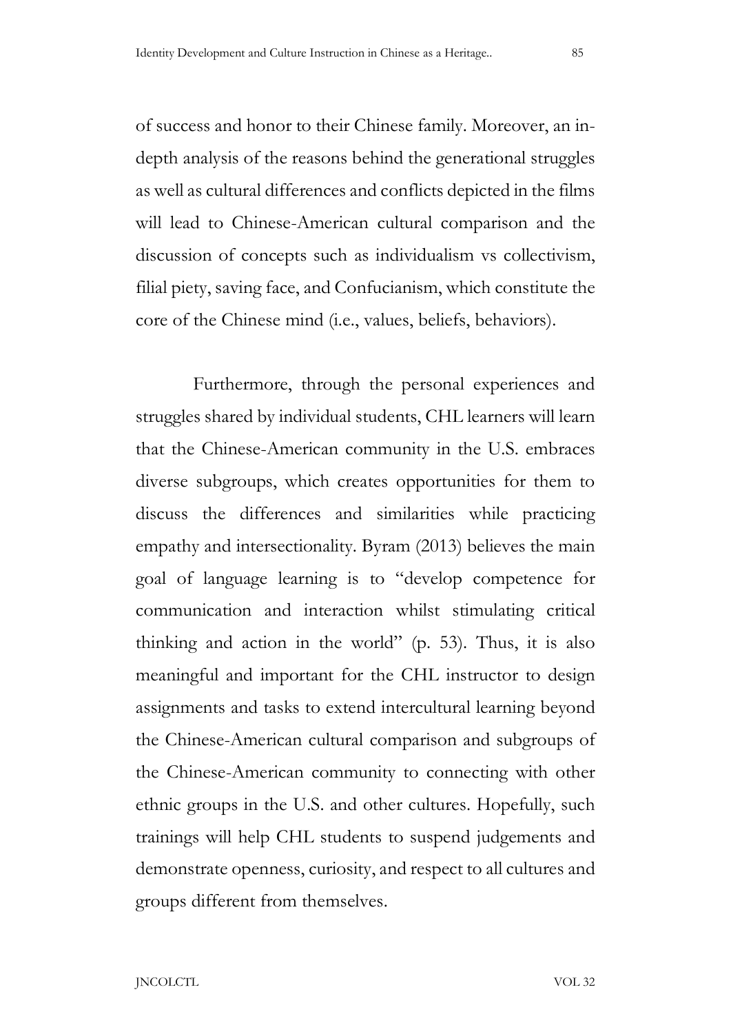of success and honor to their Chinese family. Moreover, an in-depth analysis of the reasons behind the generational struggles as well as cultural differences and conflicts depicted in the films will lead to Chinese-American cultural comparison and the discussion of concepts such as individualism vs collectivism, filial piety, saving face, and Confucianism, which constitute the core of the Chinese mind (i.e., values, beliefs, behaviors).

Furthermore, through the personal experiences and struggles shared by individual students, CHL learners will learn that the Chinese-American community in the U.S. embraces diverse subgroups, which creates opportunities for them to discuss the differences and similarities while practicing empathy and intersectionality. Byram (2013) believes the main goal of language learning is to "develop competence for communication and interaction whilst stimulating critical thinking and action in the world" (p. 53). Thus, it is also meaningful and important for the CHL instructor to design assignments and tasks to extend intercultural learning beyond the Chinese-American cultural comparison and subgroups of the Chinese-American community to connecting with other ethnic groups in the U.S. and other cultures. Hopefully, such trainings will help CHL students to suspend judgements and demonstrate openness, curiosity, and respect to all cultures and groups different from themselves.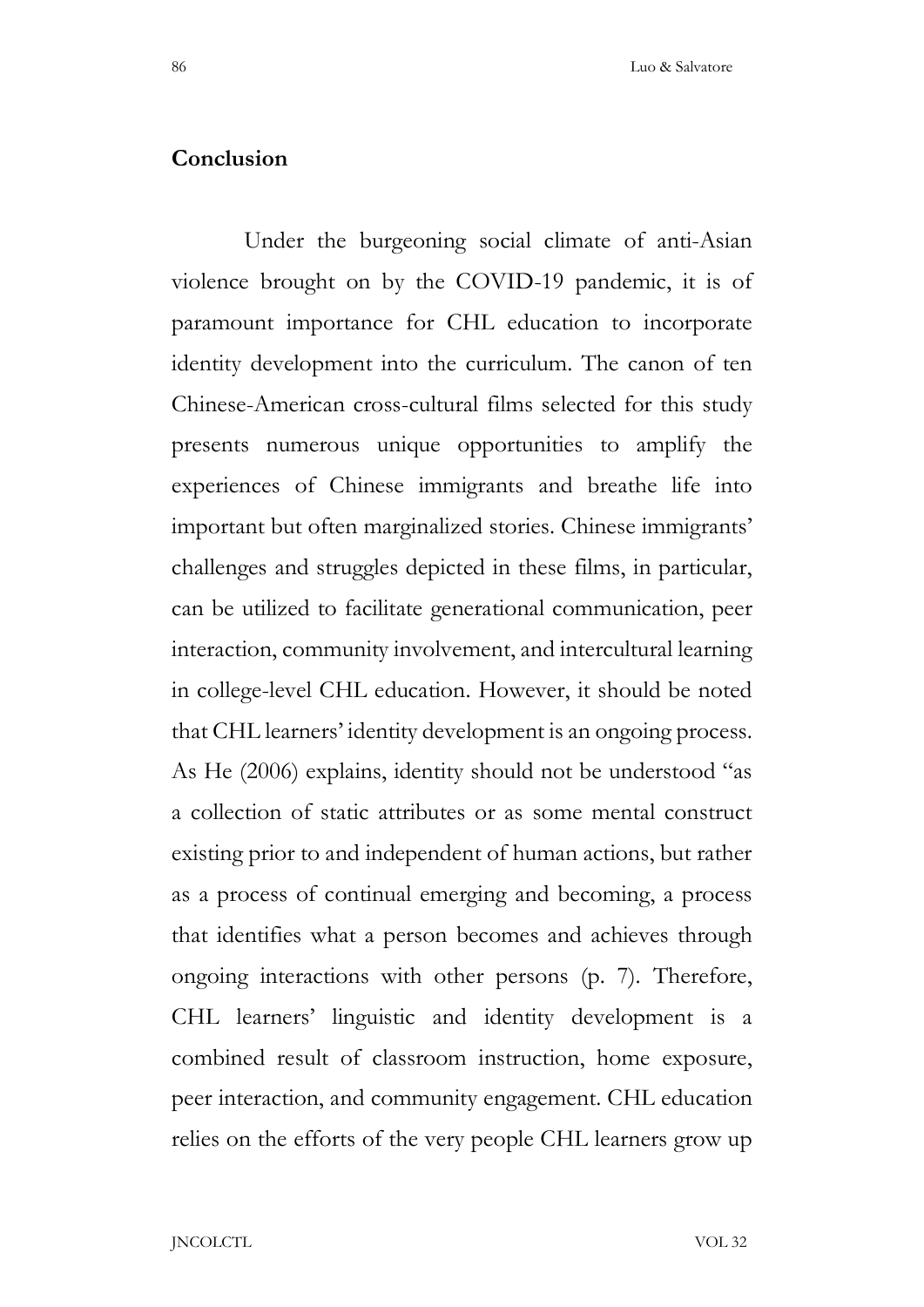## Conclusion

Under the burgeoning social climate of anti-Asian violence brought on by the COVID-19 pandemic, it is of paramount importance for CHL education to incorporate identity development into the curriculum. The canon of ten Chinese-American cross-cultural films selected for this study presents numerous unique opportunities to amplify the experiences of Chinese immigrants and breathe life into important but often marginalized stories. Chinese immigrants' challenges and struggles depicted in these films, in particular, can be utilized to facilitate generational communication, peer interaction, community involvement, and intercultural learning in college-level CHL education. However, it should be noted that CHL learners' identity development is an ongoing process. As He (2006) explains, identity should not be understood "as a collection of static attributes or as some mental construct existing prior to and independent of human actions, but rather as a process of continual emerging and becoming, a process that identifies what a person becomes and achieves through ongoing interactions with other persons (p. 7). Therefore, CHL learners' linguistic and identity development is a combined result of classroom instruction, home exposure, peer interaction, and community engagement. CHL education relies on the efforts of the very people CHL learners grow up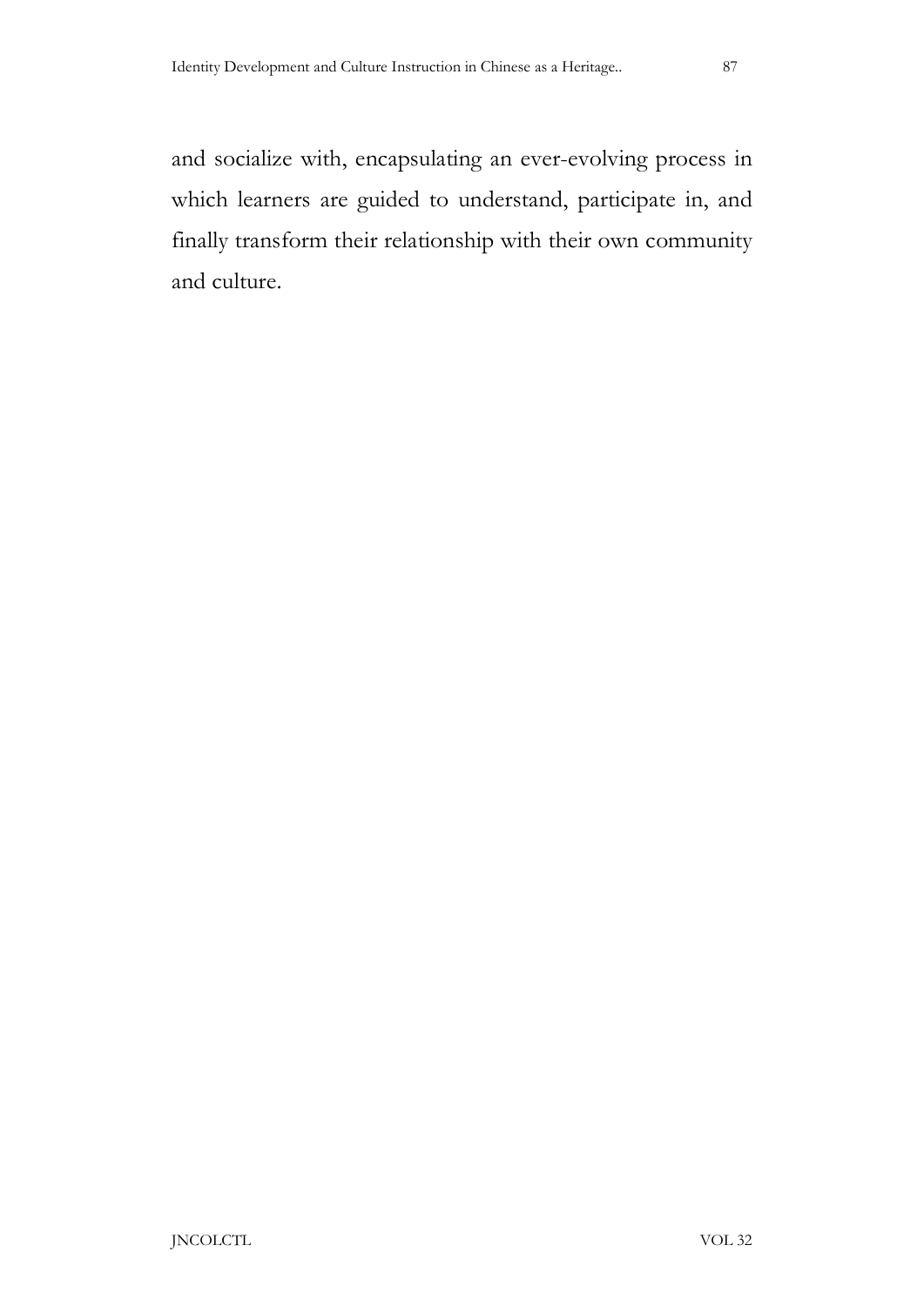and socialize with, encapsulating an ever-evolving process in which learners are guided to understand, participate in, and finally transform their relationship with their own community and culture.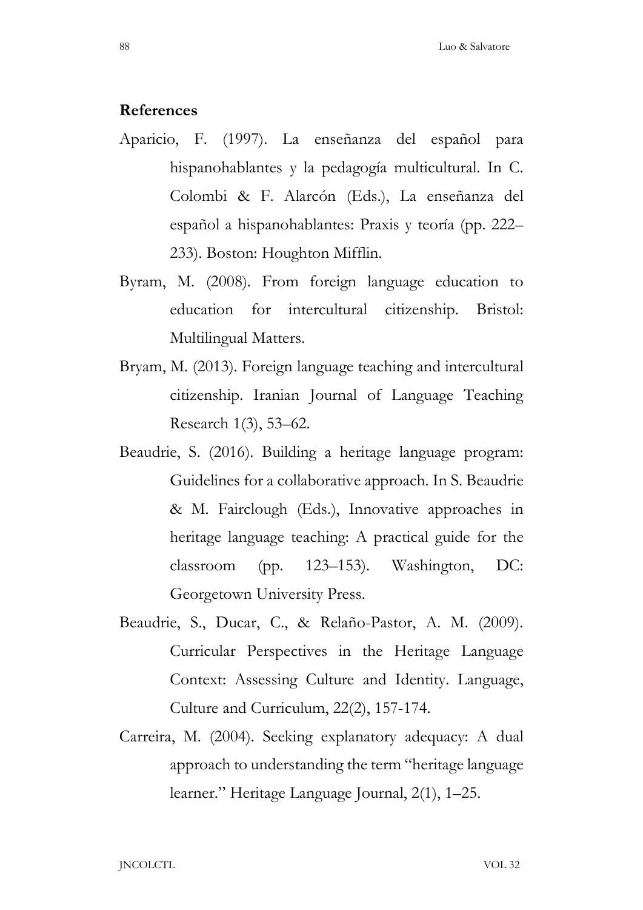## References

Aparicio, F. (1997). La enseñanza del español para hispanohablantes y la pedagogía multicultural. In C. Colombi & F. Alarcón (Eds.), La enseñanza del español a hispanohablantes: Praxis y teoría (pp. 222–233). Boston: Houghton Mifflin.

Byram, M. (2008). From foreign language education to education for intercultural citizenship. Bristol: Multilingual Matters.

Bryam, M. (2013). Foreign language teaching and intercultural citizenship. Iranian Journal of Language Teaching Research 1(3), 53–62.

Beaudrie, S. (2016). Building a heritage language program: Guidelines for a collaborative approach. In S. Beaudrie & M. Fairclough (Eds.), Innovative approaches in heritage language teaching: A practical guide for the classroom (pp. 123–153). Washington, DC: Georgetown University Press.

Beaudrie, S., Ducar, C., & Relaño-Pastor, A. M. (2009). Curricular Perspectives in the Heritage Language Context: Assessing Culture and Identity. Language, Culture and Curriculum, 22(2), 157-174.

Carreira, M. (2004). Seeking explanatory adequacy: A dual approach to understanding the term "heritage language learner." Heritage Language Journal, 2(1), 1–25.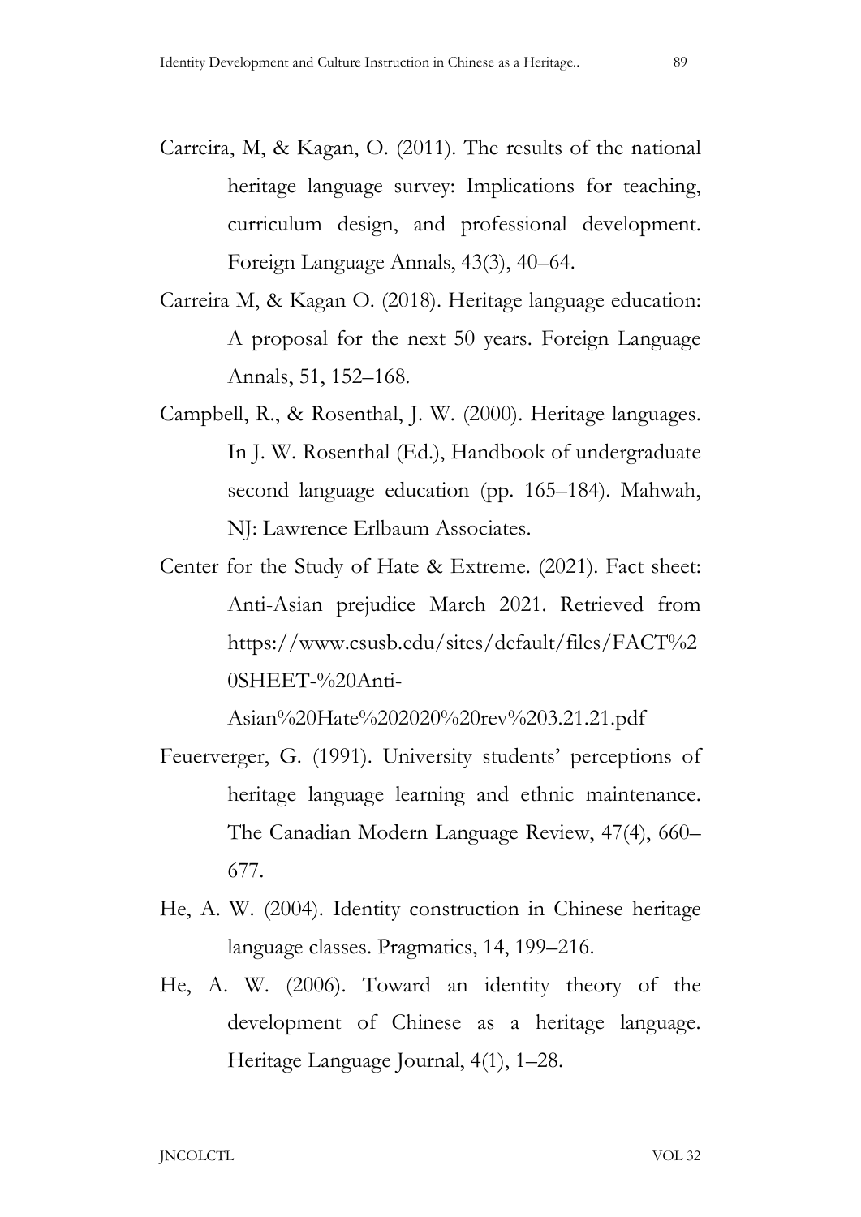Carreira, M, & Kagan, O. (2011). The results of the national heritage language survey: Implications for teaching, curriculum design, and professional development. Foreign Language Annals, 43(3), 40–64.

Carreira M, & Kagan O. (2018). Heritage language education: A proposal for the next 50 years. Foreign Language Annals, 51, 152–168.

Campbell, R., & Rosenthal, J. W. (2000). Heritage languages. In J. W. Rosenthal (Ed.), Handbook of undergraduate second language education (pp. 165–184). Mahwah, NJ: Lawrence Erlbaum Associates.

Center for the Study of Hate & Extreme. (2021). Fact sheet: Anti-Asian prejudice March 2021. Retrieved from https://www.csusb.edu/sites/default/files/FACT%20SHEET-%20Anti-Asian%20Hate%202020%20rev%203.21.21.pdf

Feuerverger, G. (1991). University students' perceptions of heritage language learning and ethnic maintenance. The Canadian Modern Language Review, 47(4), 660–677.

He, A. W. (2004). Identity construction in Chinese heritage language classes. Pragmatics, 14, 199–216.

He, A. W. (2006). Toward an identity theory of the development of Chinese as a heritage language. Heritage Language Journal, 4(1), 1–28.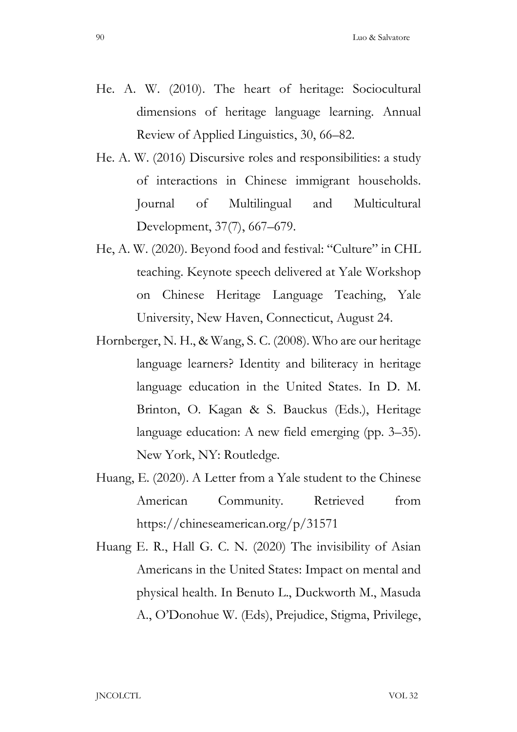He. A. W. (2010). The heart of heritage: Sociocultural dimensions of heritage language learning. Annual Review of Applied Linguistics, 30, 66–82.

He. A. W. (2016) Discursive roles and responsibilities: a study of interactions in Chinese immigrant households. Journal of Multilingual and Multicultural Development, 37(7), 667–679.

He, A. W. (2020). Beyond food and festival: "Culture" in CHL teaching. Keynote speech delivered at Yale Workshop on Chinese Heritage Language Teaching, Yale University, New Haven, Connecticut, August 24.

Hornberger, N. H., & Wang, S. C. (2008). Who are our heritage language learners? Identity and biliteracy in heritage language education in the United States. In D. M. Brinton, O. Kagan & S. Bauckus (Eds.), Heritage language education: A new field emerging (pp. 3–35). New York, NY: Routledge.

Huang, E. (2020). A Letter from a Yale student to the Chinese American Community. Retrieved from https://chineseamerican.org/p/31571

Huang E. R., Hall G. C. N. (2020) The invisibility of Asian Americans in the United States: Impact on mental and physical health. In Benuto L., Duckworth M., Masuda A., O'Donohue W. (Eds), Prejudice, Stigma, Privilege,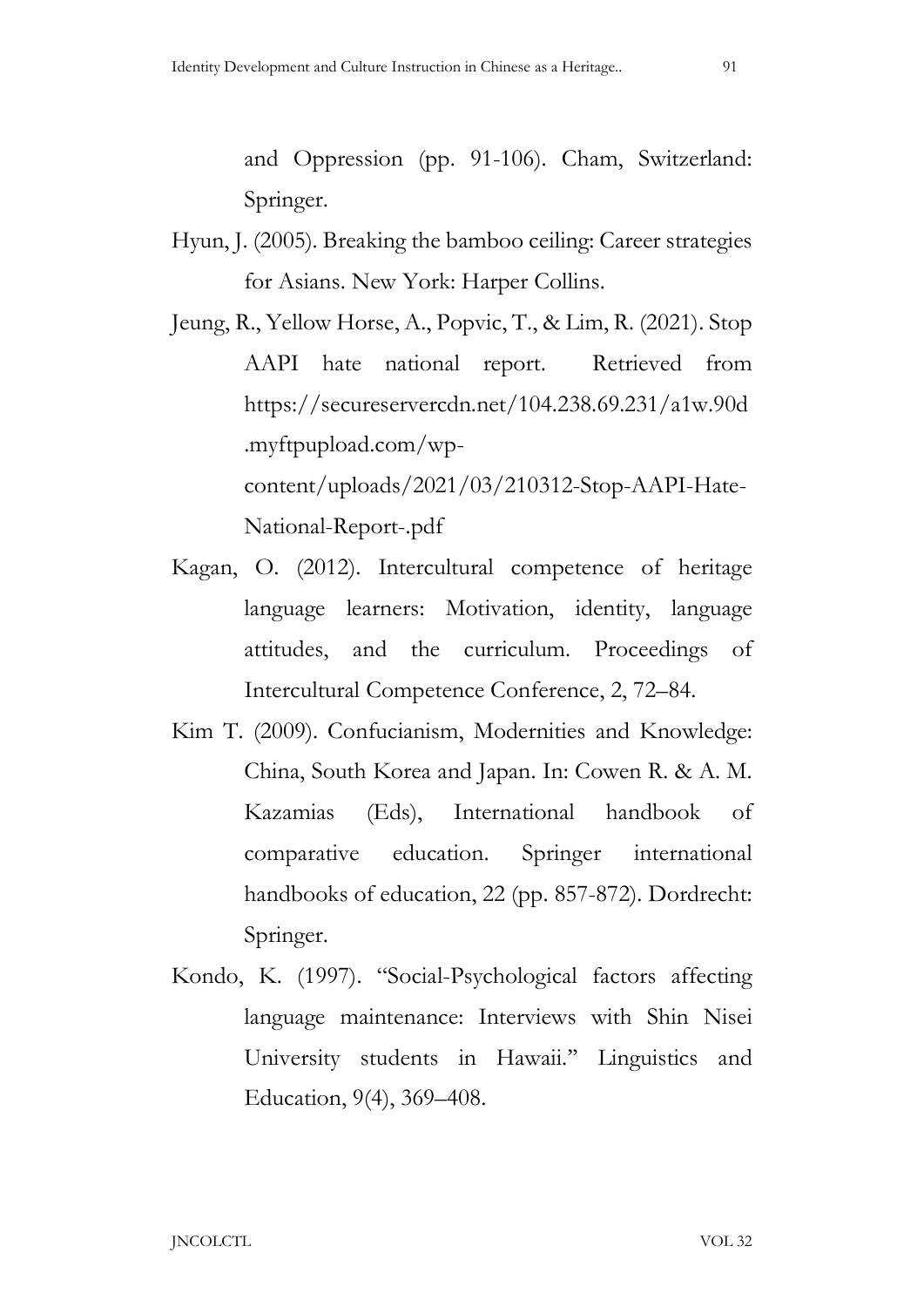and Oppression (pp. 91-106). Cham, Switzerland: Springer.

Hyun, J. (2005). Breaking the bamboo ceiling: Career strategies for Asians. New York: Harper Collins.

Jeung, R., Yellow Horse, A., Popvic, T., & Lim, R. (2021). Stop AAPI hate national report. Retrieved from https://secureservercdn.net/104.238.69.231/a1w.90d.myftpupload.com/wp-content/uploads/2021/03/210312-Stop-AAPI-Hate-National-Report-.pdf

Kagan, O. (2012). Intercultural competence of heritage language learners: Motivation, identity, language attitudes, and the curriculum. Proceedings of Intercultural Competence Conference, 2, 72–84.

Kim T. (2009). Confucianism, Modernities and Knowledge: China, South Korea and Japan. In: Cowen R. & A. M. Kazamias (Eds), International handbook of comparative education. Springer international handbooks of education, 22 (pp. 857-872). Dordrecht: Springer.

Kondo, K. (1997). "Social-Psychological factors affecting language maintenance: Interviews with Shin Nisei University students in Hawaii." Linguistics and Education, 9(4), 369–408.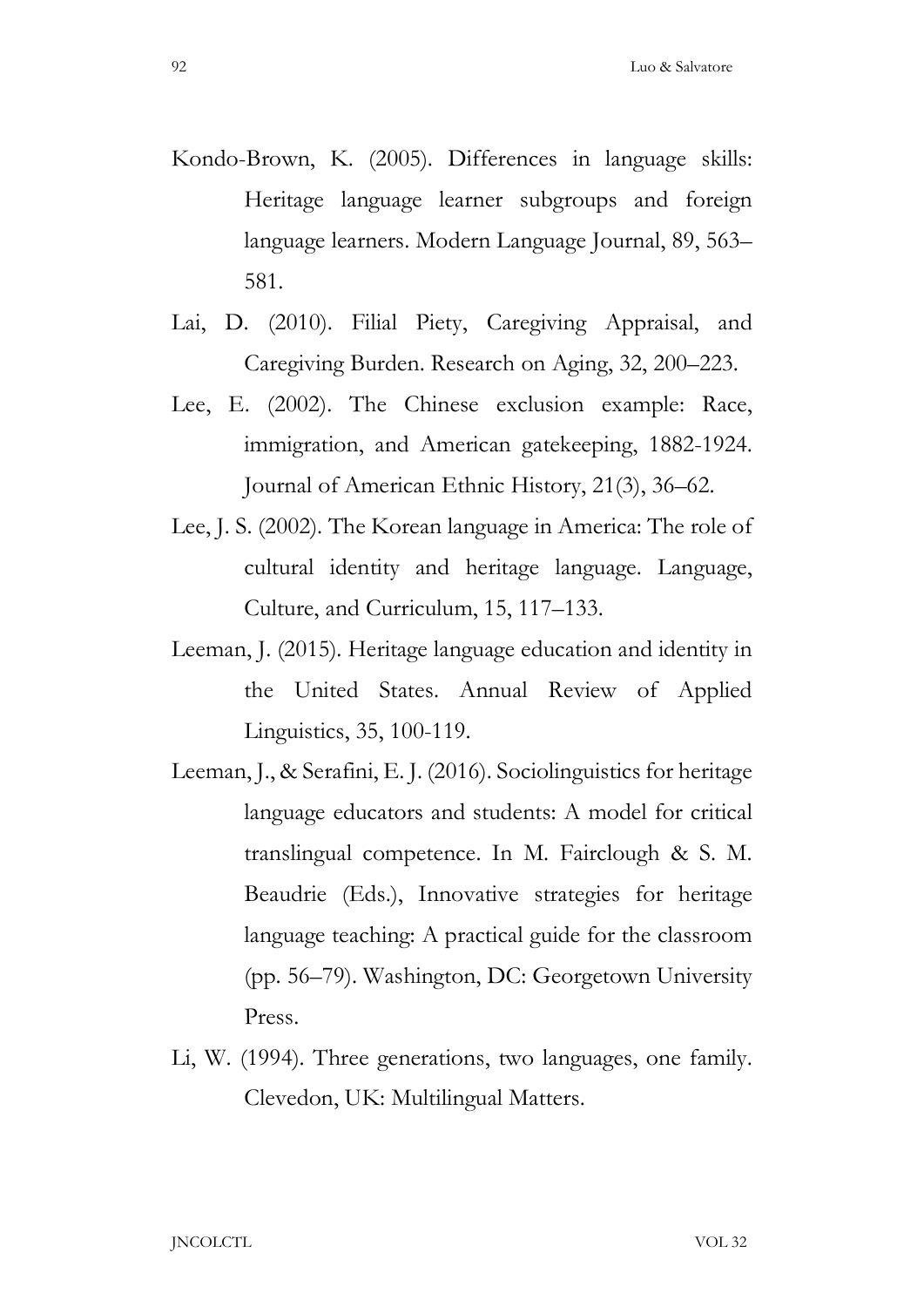Kondo-Brown, K. (2005). Differences in language skills: Heritage language learner subgroups and foreign language learners. Modern Language Journal, 89, 563–581.

Lai, D. (2010). Filial Piety, Caregiving Appraisal, and Caregiving Burden. Research on Aging, 32, 200–223.

Lee, E. (2002). The Chinese exclusion example: Race, immigration, and American gatekeeping, 1882-1924. Journal of American Ethnic History, 21(3), 36–62.

Lee, J. S. (2002). The Korean language in America: The role of cultural identity and heritage language. Language, Culture, and Curriculum, 15, 117–133.

Leeman, J. (2015). Heritage language education and identity in the United States. Annual Review of Applied Linguistics, 35, 100-119.

Leeman, J., & Serafini, E. J. (2016). Sociolinguistics for heritage language educators and students: A model for critical translingual competence. In M. Fairclough & S. M. Beaudrie (Eds.), Innovative strategies for heritage language teaching: A practical guide for the classroom (pp. 56–79). Washington, DC: Georgetown University Press.

Li, W. (1994). Three generations, two languages, one family. Clevedon, UK: Multilingual Matters.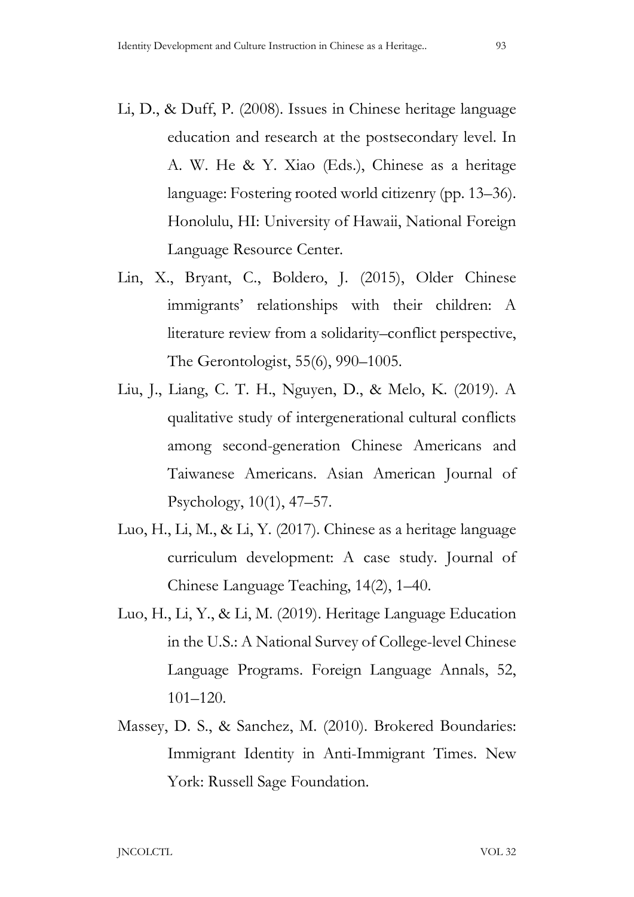Li, D., & Duff, P. (2008). Issues in Chinese heritage language education and research at the postsecondary level. In A. W. He & Y. Xiao (Eds.), Chinese as a heritage language: Fostering rooted world citizenry (pp. 13–36). Honolulu, HI: University of Hawaii, National Foreign Language Resource Center.

Lin, X., Bryant, C., Boldero, J. (2015), Older Chinese immigrants' relationships with their children: A literature review from a solidarity–conflict perspective, The Gerontologist, 55(6), 990–1005.

Liu, J., Liang, C. T. H., Nguyen, D., & Melo, K. (2019). A qualitative study of intergenerational cultural conflicts among second-generation Chinese Americans and Taiwanese Americans. Asian American Journal of Psychology, 10(1), 47–57.

Luo, H., Li, M., & Li, Y. (2017). Chinese as a heritage language curriculum development: A case study. Journal of Chinese Language Teaching, 14(2), 1–40.

Luo, H., Li, Y., & Li, M. (2019). Heritage Language Education in the U.S.: A National Survey of College-level Chinese Language Programs. Foreign Language Annals, 52, 101–120.

Massey, D. S., & Sanchez, M. (2010). Brokered Boundaries: Immigrant Identity in Anti-Immigrant Times. New York: Russell Sage Foundation.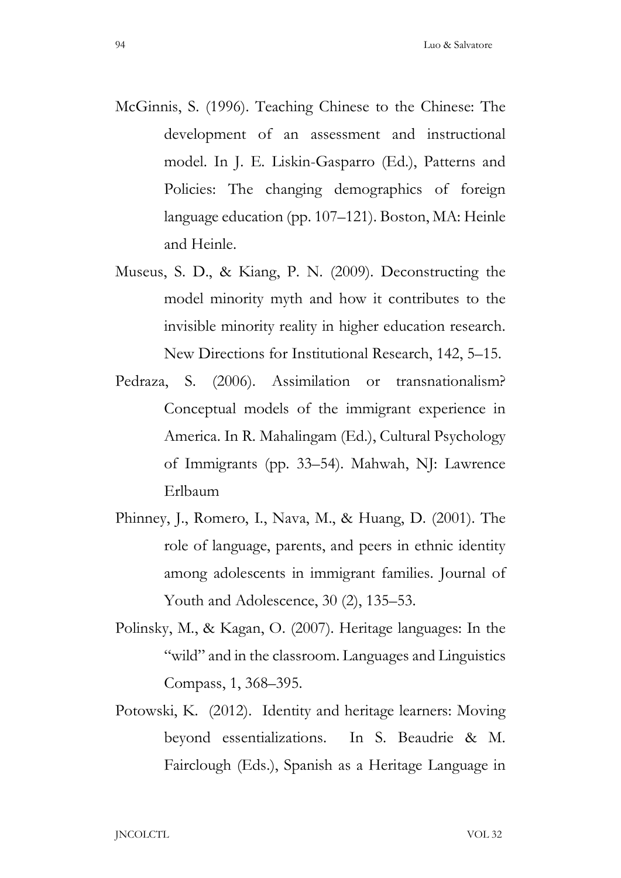McGinnis, S. (1996). Teaching Chinese to the Chinese: The development of an assessment and instructional model. In J. E. Liskin-Gasparro (Ed.), Patterns and Policies: The changing demographics of foreign language education (pp. 107–121). Boston, MA: Heinle and Heinle.

Museus, S. D., & Kiang, P. N. (2009). Deconstructing the model minority myth and how it contributes to the invisible minority reality in higher education research. New Directions for Institutional Research, 142, 5–15.

Pedraza, S. (2006). Assimilation or transnationalism? Conceptual models of the immigrant experience in America. In R. Mahalingam (Ed.), Cultural Psychology of Immigrants (pp. 33–54). Mahwah, NJ: Lawrence Erlbaum

Phinney, J., Romero, I., Nava, M., & Huang, D. (2001). The role of language, parents, and peers in ethnic identity among adolescents in immigrant families. Journal of Youth and Adolescence, 30 (2), 135–53.

Polinsky, M., & Kagan, O. (2007). Heritage languages: In the "wild" and in the classroom. Languages and Linguistics Compass, 1, 368–395.

Potowski, K. (2012). Identity and heritage learners: Moving beyond essentializations. In S. Beaudrie & M. Fairclough (Eds.), Spanish as a Heritage Language in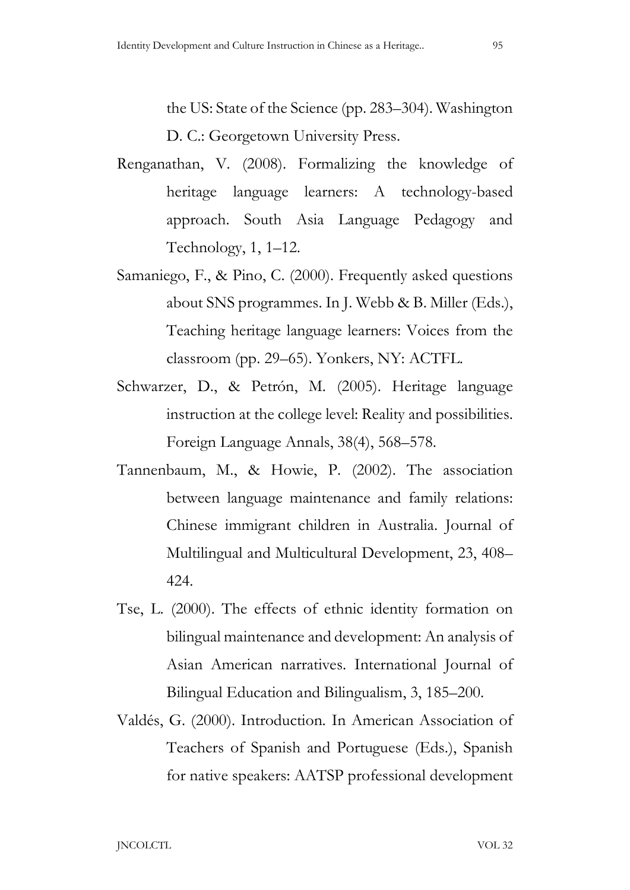the US: State of the Science (pp. 283–304). Washington D. C.: Georgetown University Press.

Renganathan, V. (2008). Formalizing the knowledge of heritage language learners: A technology-based approach. South Asia Language Pedagogy and Technology, 1, 1–12.

Samaniego, F., & Pino, C. (2000). Frequently asked questions about SNS programmes. In J. Webb & B. Miller (Eds.), Teaching heritage language learners: Voices from the classroom (pp. 29–65). Yonkers, NY: ACTFL.

Schwarzer, D., & Petrón, M. (2005). Heritage language instruction at the college level: Reality and possibilities. Foreign Language Annals, 38(4), 568–578.

Tannenbaum, M., & Howie, P. (2002). The association between language maintenance and family relations: Chinese immigrant children in Australia. Journal of Multilingual and Multicultural Development, 23, 408–424.

Tse, L. (2000). The effects of ethnic identity formation on bilingual maintenance and development: An analysis of Asian American narratives. International Journal of Bilingual Education and Bilingualism, 3, 185–200.

Valdés, G. (2000). Introduction. In American Association of Teachers of Spanish and Portuguese (Eds.), Spanish for native speakers: AATSP professional development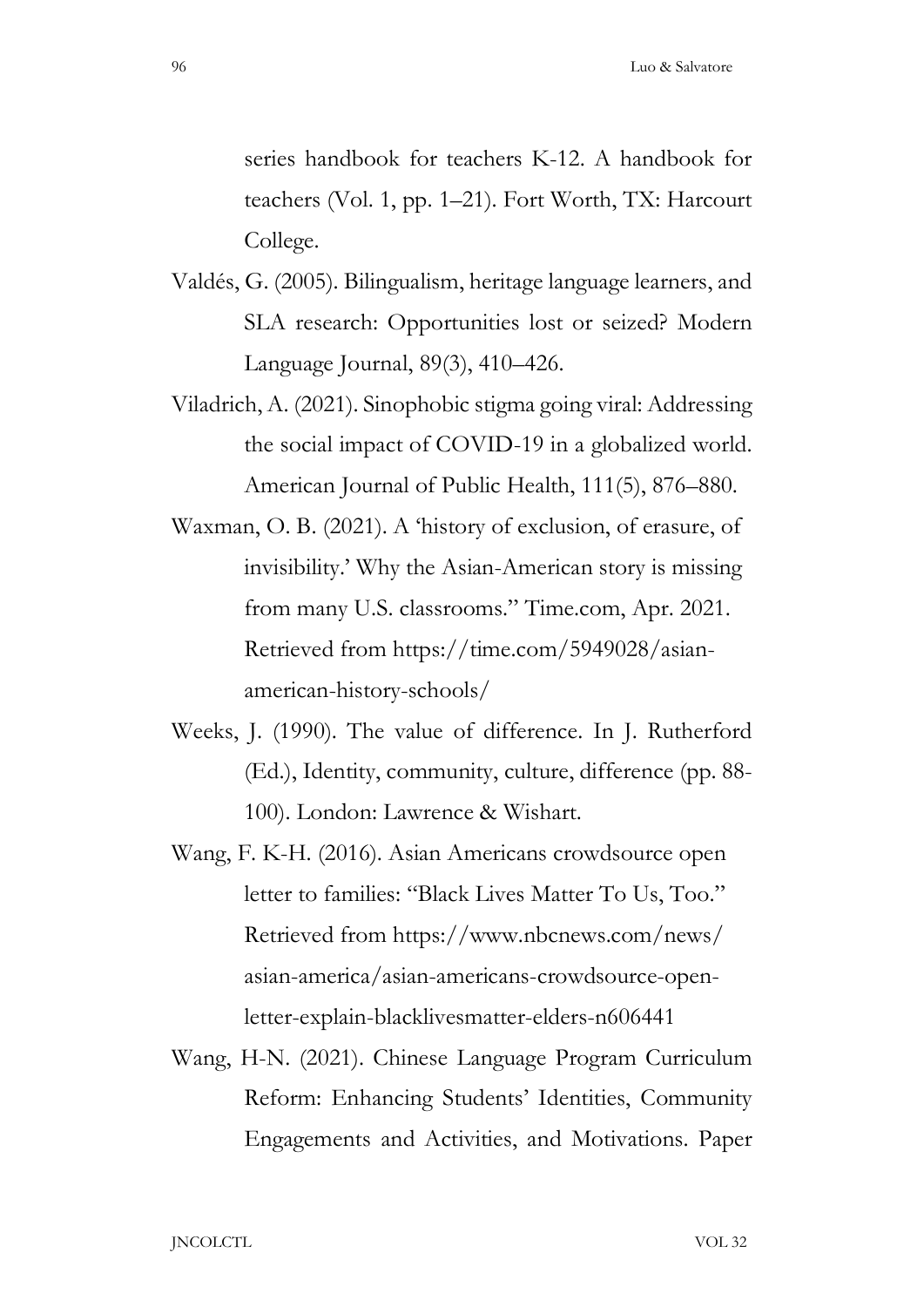series handbook for teachers K-12. A handbook for teachers (Vol. 1, pp. 1–21). Fort Worth, TX: Harcourt College.

Valdés, G. (2005). Bilingualism, heritage language learners, and SLA research: Opportunities lost or seized? Modern Language Journal, 89(3), 410–426.

Viladrich, A. (2021). Sinophobic stigma going viral: Addressing the social impact of COVID-19 in a globalized world. American Journal of Public Health, 111(5), 876–880.

Waxman, O. B. (2021). A 'history of exclusion, of erasure, of invisibility.' Why the Asian-American story is missing from many U.S. classrooms." Time.com, Apr. 2021. Retrieved from https://time.com/5949028/asian-american-history-schools/

Weeks, J. (1990). The value of difference. In J. Rutherford (Ed.), Identity, community, culture, difference (pp. 88-100). London: Lawrence & Wishart.

Wang, F. K-H. (2016). Asian Americans crowdsource open letter to families: "Black Lives Matter To Us, Too." Retrieved from https://www.nbcnews.com/news/asian-america/asian-americans-crowdsource-open-letter-explain-blacklivesmatter-elders-n606441

Wang, H-N. (2021). Chinese Language Program Curriculum Reform: Enhancing Students' Identities, Community Engagements and Activities, and Motivations. Paper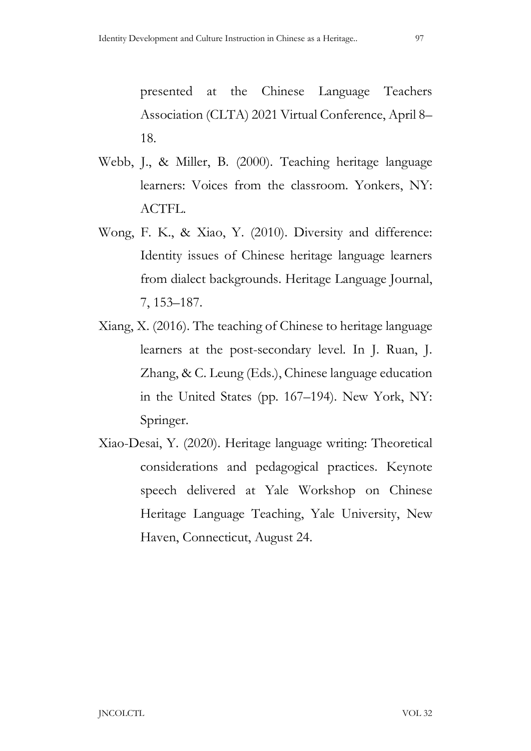presented at the Chinese Language Teachers Association (CLTA) 2021 Virtual Conference, April 8–18.

Webb, J., & Miller, B. (2000). Teaching heritage language learners: Voices from the classroom. Yonkers, NY: ACTFL.

Wong, F. K., & Xiao, Y. (2010). Diversity and difference: Identity issues of Chinese heritage language learners from dialect backgrounds. Heritage Language Journal, 7, 153–187.

Xiang, X. (2016). The teaching of Chinese to heritage language learners at the post-secondary level. In J. Ruan, J. Zhang, & C. Leung (Eds.), Chinese language education in the United States (pp. 167–194). New York, NY: Springer.

Xiao-Desai, Y. (2020). Heritage language writing: Theoretical considerations and pedagogical practices. Keynote speech delivered at Yale Workshop on Chinese Heritage Language Teaching, Yale University, New Haven, Connecticut, August 24.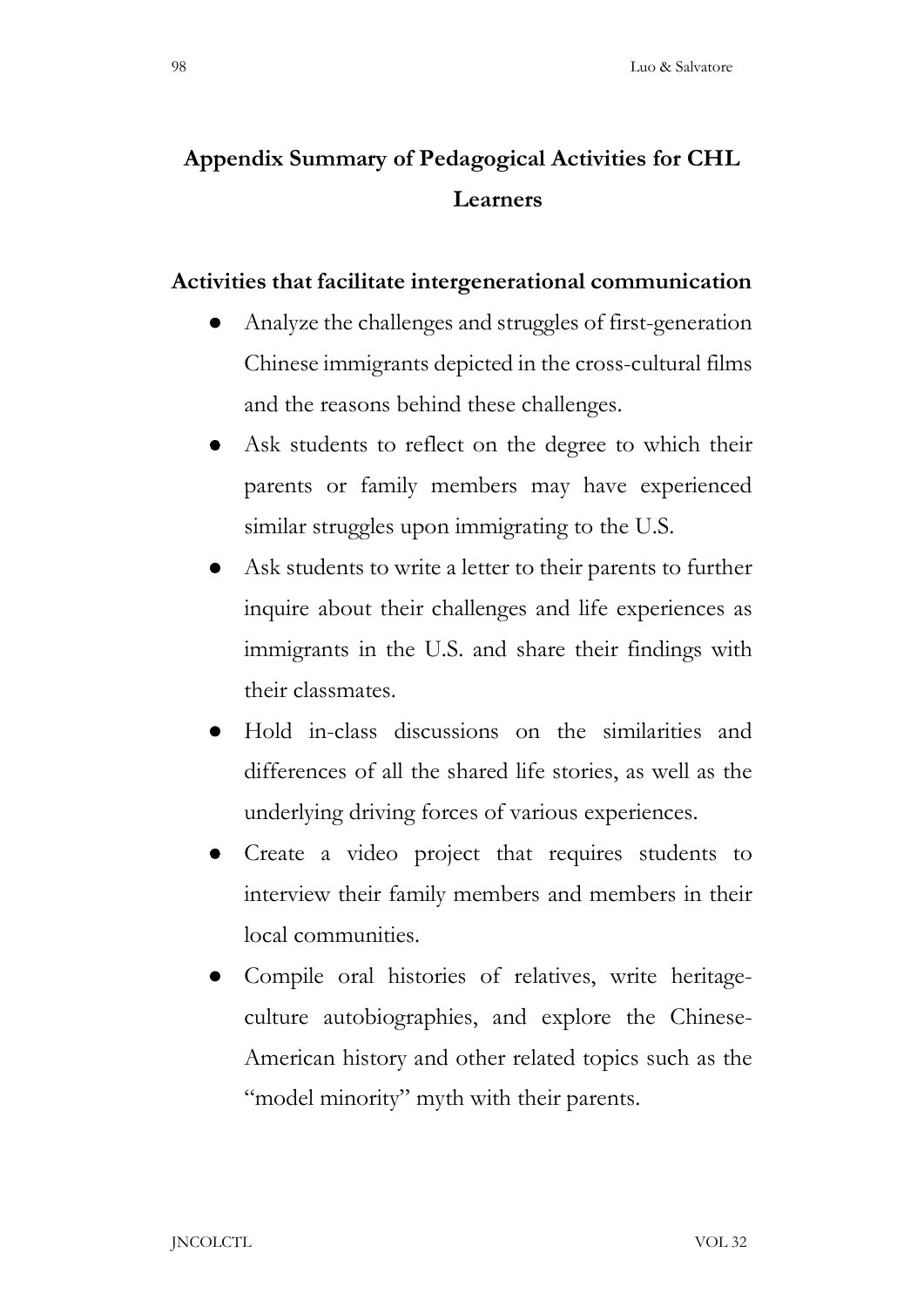# Appendix Summary of Pedagogical Activities for CHL Learners

## Activities that facilitate intergenerational communication

- Analyze the challenges and struggles of first-generation Chinese immigrants depicted in the cross-cultural films and the reasons behind these challenges.
- Ask students to reflect on the degree to which their parents or family members may have experienced similar struggles upon immigrating to the U.S.
- Ask students to write a letter to their parents to further inquire about their challenges and life experiences as immigrants in the U.S. and share their findings with their classmates.
- Hold in-class discussions on the similarities and differences of all the shared life stories, as well as the underlying driving forces of various experiences.
- Create a video project that requires students to interview their family members and members in their local communities.
- Compile oral histories of relatives, write heritage-culture autobiographies, and explore the Chinese-American history and other related topics such as the "model minority" myth with their parents.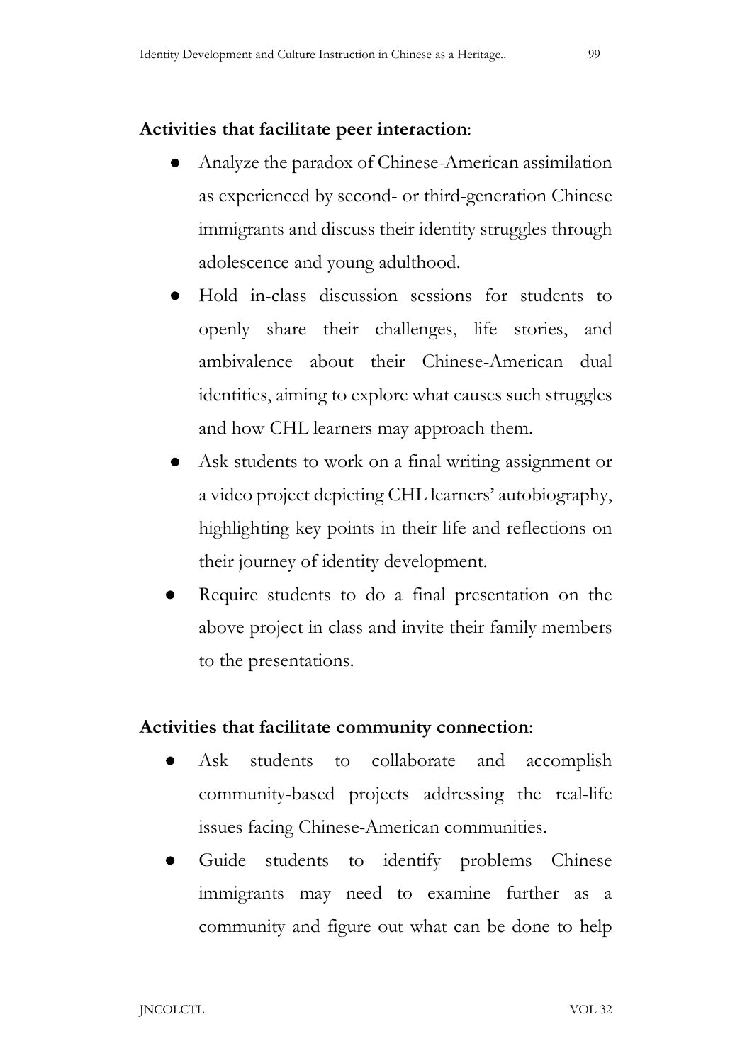**Activities that facilitate peer interaction**:

- Analyze the paradox of Chinese-American assimilation as experienced by second- or third-generation Chinese immigrants and discuss their identity struggles through adolescence and young adulthood.
- Hold in-class discussion sessions for students to openly share their challenges, life stories, and ambivalence about their Chinese-American dual identities, aiming to explore what causes such struggles and how CHL learners may approach them.
- Ask students to work on a final writing assignment or a video project depicting CHL learners' autobiography, highlighting key points in their life and reflections on their journey of identity development.
- Require students to do a final presentation on the above project in class and invite their family members to the presentations.

**Activities that facilitate community connection**:

- Ask students to collaborate and accomplish community-based projects addressing the real-life issues facing Chinese-American communities.
- Guide students to identify problems Chinese immigrants may need to examine further as a community and figure out what can be done to help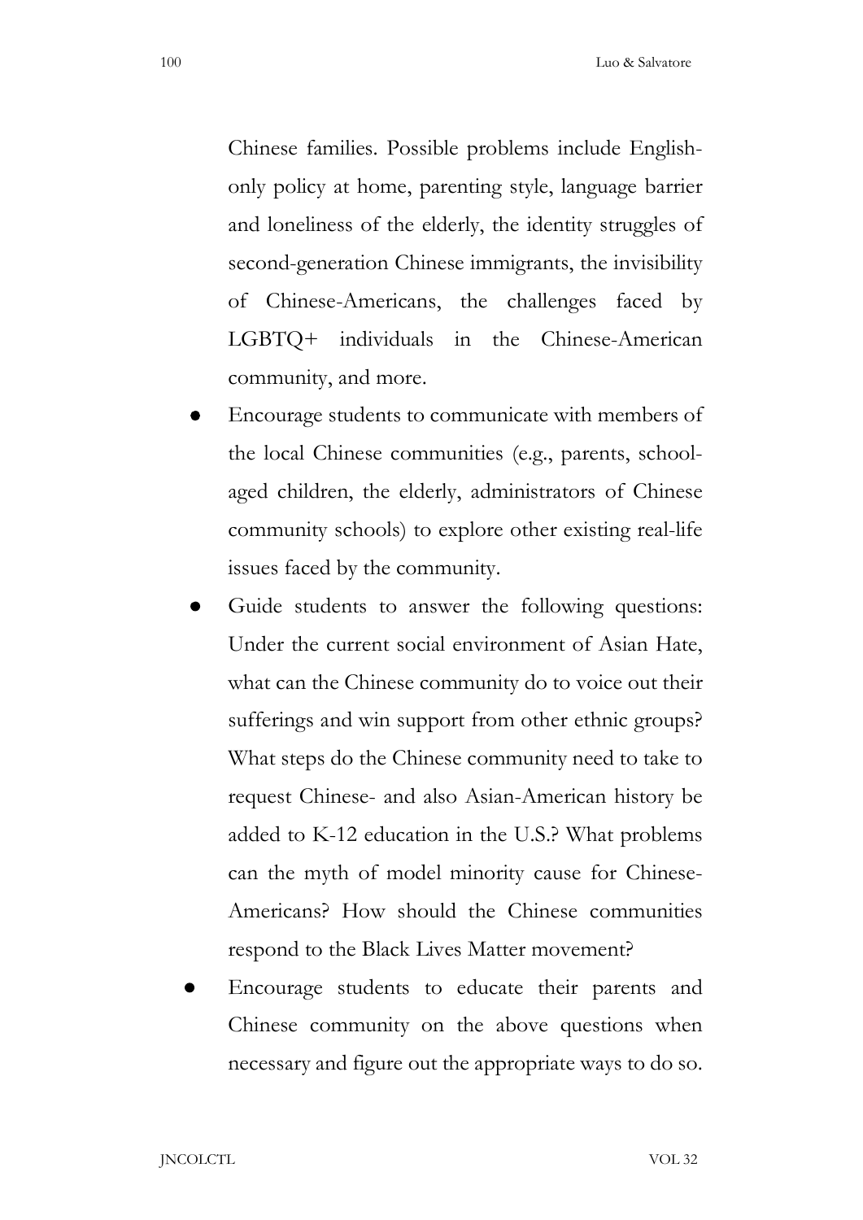Chinese families. Possible problems include English-only policy at home, parenting style, language barrier and loneliness of the elderly, the identity struggles of second-generation Chinese immigrants, the invisibility of Chinese-Americans, the challenges faced by LGBTQ+ individuals in the Chinese-American community, and more.

- Encourage students to communicate with members of the local Chinese communities (e.g., parents, school-aged children, the elderly, administrators of Chinese community schools) to explore other existing real-life issues faced by the community.
- Guide students to answer the following questions: Under the current social environment of Asian Hate, what can the Chinese community do to voice out their sufferings and win support from other ethnic groups? What steps do the Chinese community need to take to request Chinese- and also Asian-American history be added to K-12 education in the U.S.? What problems can the myth of model minority cause for Chinese-Americans? How should the Chinese communities respond to the Black Lives Matter movement?
- Encourage students to educate their parents and Chinese community on the above questions when necessary and figure out the appropriate ways to do so.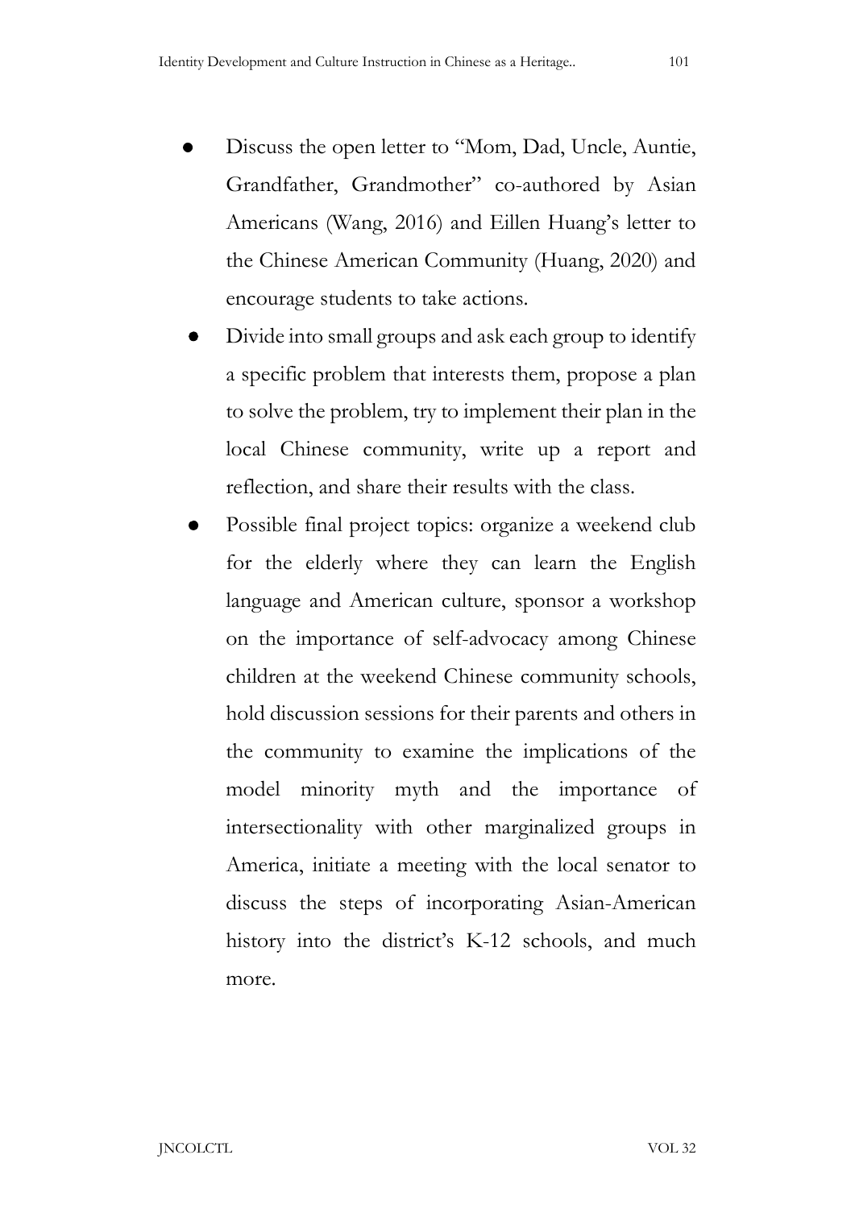- Discuss the open letter to "Mom, Dad, Uncle, Auntie, Grandfather, Grandmother" co-authored by Asian Americans (Wang, 2016) and Eillen Huang's letter to the Chinese American Community (Huang, 2020) and encourage students to take actions.
- Divide into small groups and ask each group to identify a specific problem that interests them, propose a plan to solve the problem, try to implement their plan in the local Chinese community, write up a report and reflection, and share their results with the class.
- Possible final project topics: organize a weekend club for the elderly where they can learn the English language and American culture, sponsor a workshop on the importance of self-advocacy among Chinese children at the weekend Chinese community schools, hold discussion sessions for their parents and others in the community to examine the implications of the model minority myth and the importance of intersectionality with other marginalized groups in America, initiate a meeting with the local senator to discuss the steps of incorporating Asian-American history into the district's K-12 schools, and much more.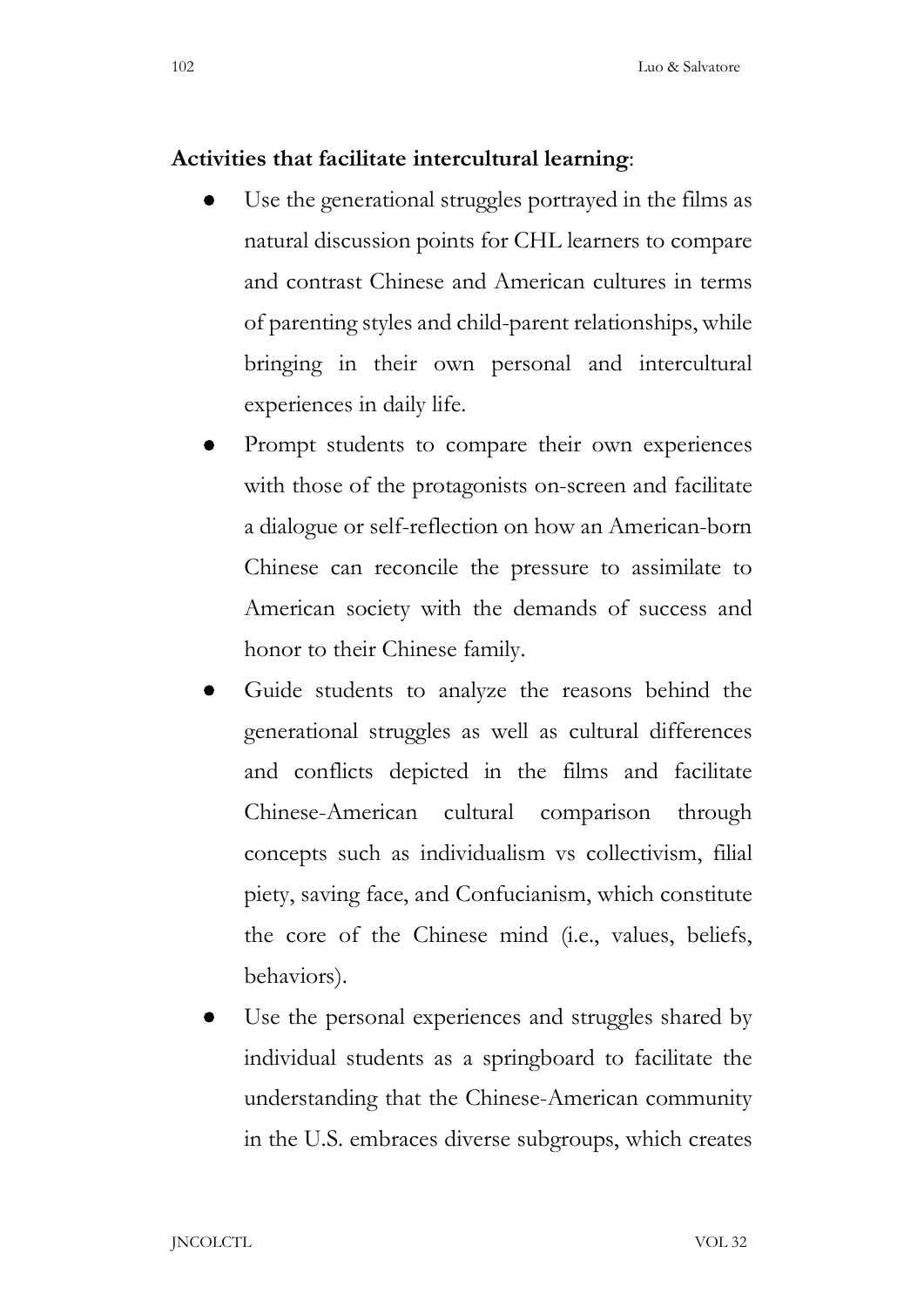**Activities that facilitate intercultural learning**:

- Use the generational struggles portrayed in the films as natural discussion points for CHL learners to compare and contrast Chinese and American cultures in terms of parenting styles and child-parent relationships, while bringing in their own personal and intercultural experiences in daily life.
- Prompt students to compare their own experiences with those of the protagonists on-screen and facilitate a dialogue or self-reflection on how an American-born Chinese can reconcile the pressure to assimilate to American society with the demands of success and honor to their Chinese family.
- Guide students to analyze the reasons behind the generational struggles as well as cultural differences and conflicts depicted in the films and facilitate Chinese-American cultural comparison through concepts such as individualism vs collectivism, filial piety, saving face, and Confucianism, which constitute the core of the Chinese mind (i.e., values, beliefs, behaviors).
- Use the personal experiences and struggles shared by individual students as a springboard to facilitate the understanding that the Chinese-American community in the U.S. embraces diverse subgroups, which creates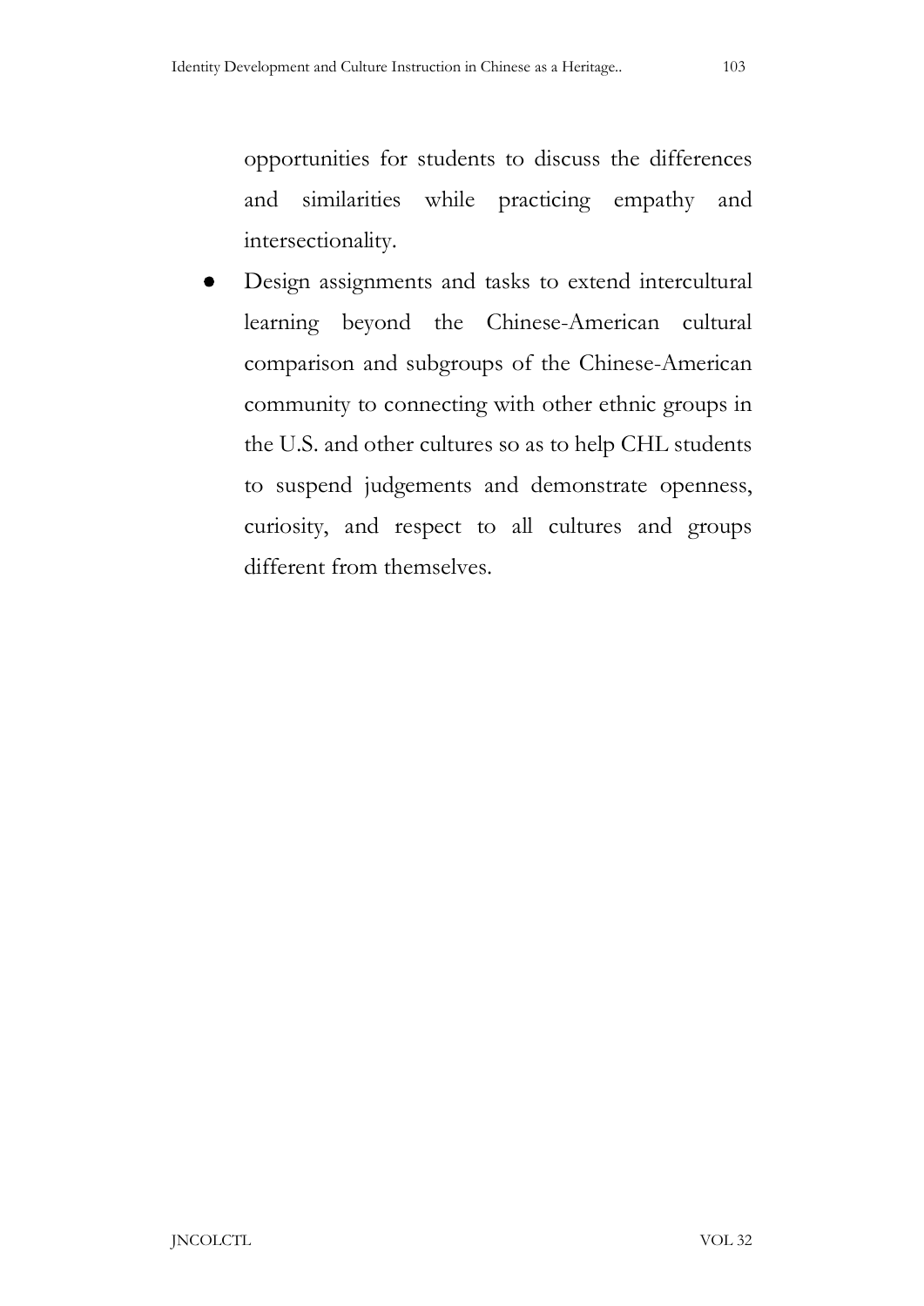opportunities for students to discuss the differences and similarities while practicing empathy and intersectionality.

- Design assignments and tasks to extend intercultural learning beyond the Chinese-American cultural comparison and subgroups of the Chinese-American community to connecting with other ethnic groups in the U.S. and other cultures so as to help CHL students to suspend judgements and demonstrate openness, curiosity, and respect to all cultures and groups different from themselves.